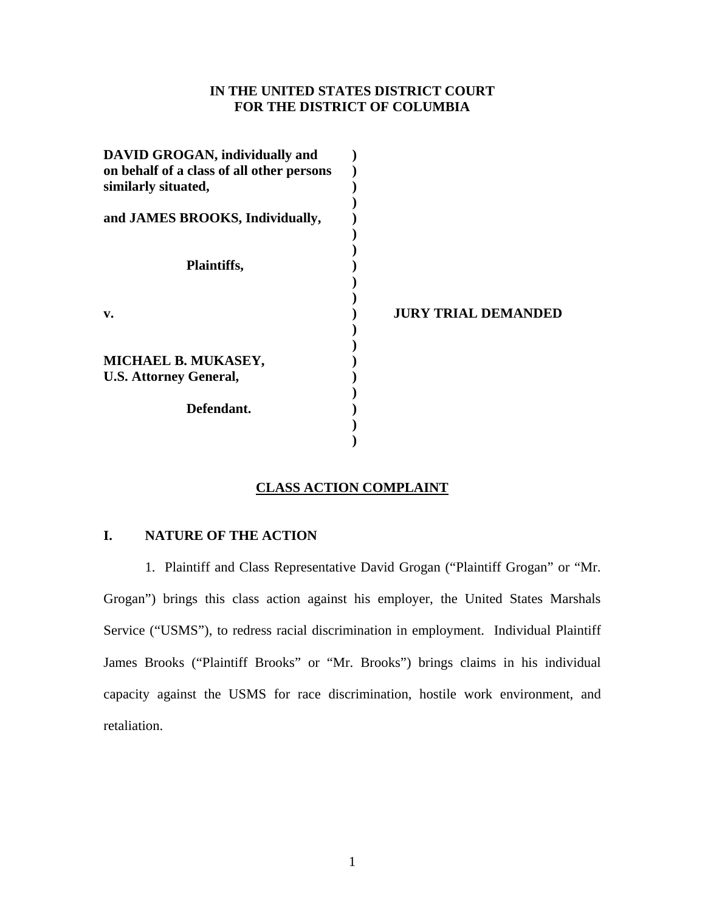**IN THE UNITED STATES DISTRICT COURT**
**FOR THE DISTRICT OF COLUMBIA**

**DAVID GROGAN, individually and on behalf of a class of all other persons similarly situated,**

**and JAMES BROOKS, Individually,**

**Plaintiffs,**

**v.**

**MICHAEL B. MUKASEY, U.S. Attorney General,**

**Defendant.**

**JURY TRIAL DEMANDED**

## CLASS ACTION COMPLAINT

## I. NATURE OF THE ACTION

1. Plaintiff and Class Representative David Grogan ("Plaintiff Grogan" or "Mr. Grogan") brings this class action against his employer, the United States Marshals Service ("USMS"), to redress racial discrimination in employment. Individual Plaintiff James Brooks ("Plaintiff Brooks" or "Mr. Brooks") brings claims in his individual capacity against the USMS for race discrimination, hostile work environment, and retaliation.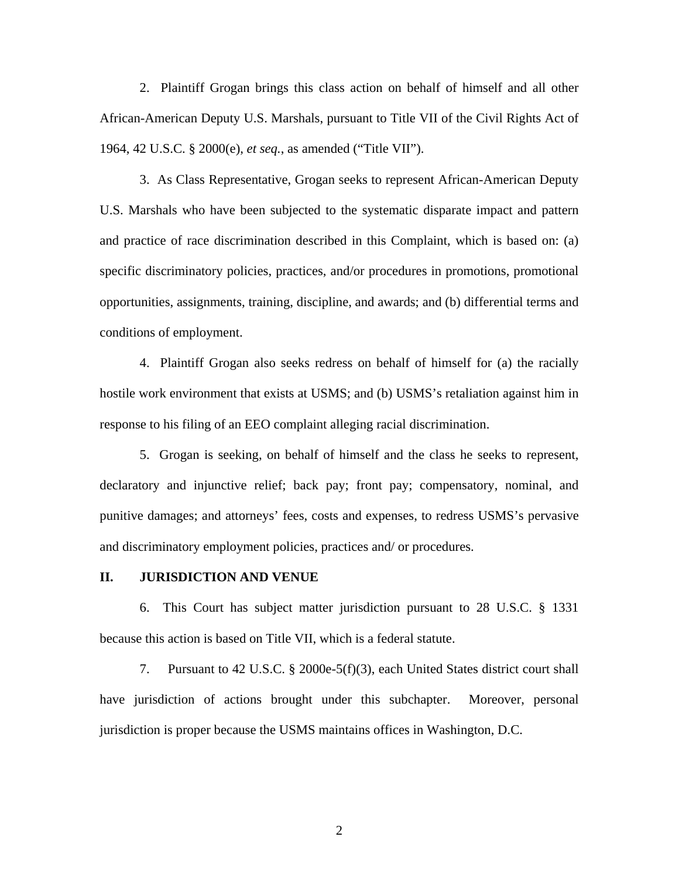2. Plaintiff Grogan brings this class action on behalf of himself and all other African-American Deputy U.S. Marshals, pursuant to Title VII of the Civil Rights Act of 1964, 42 U.S.C. § 2000(e), *et seq.*, as amended ("Title VII").

3. As Class Representative, Grogan seeks to represent African-American Deputy U.S. Marshals who have been subjected to the systematic disparate impact and pattern and practice of race discrimination described in this Complaint, which is based on: (a) specific discriminatory policies, practices, and/or procedures in promotions, promotional opportunities, assignments, training, discipline, and awards; and (b) differential terms and conditions of employment.

4. Plaintiff Grogan also seeks redress on behalf of himself for (a) the racially hostile work environment that exists at USMS; and (b) USMS's retaliation against him in response to his filing of an EEO complaint alleging racial discrimination.

5. Grogan is seeking, on behalf of himself and the class he seeks to represent, declaratory and injunctive relief; back pay; front pay; compensatory, nominal, and punitive damages; and attorneys' fees, costs and expenses, to redress USMS's pervasive and discriminatory employment policies, practices and/ or procedures.

## II. JURISDICTION AND VENUE

6. This Court has subject matter jurisdiction pursuant to 28 U.S.C. § 1331 because this action is based on Title VII, which is a federal statute.

7. Pursuant to 42 U.S.C. § 2000e-5(f)(3), each United States district court shall have jurisdiction of actions brought under this subchapter. Moreover, personal jurisdiction is proper because the USMS maintains offices in Washington, D.C.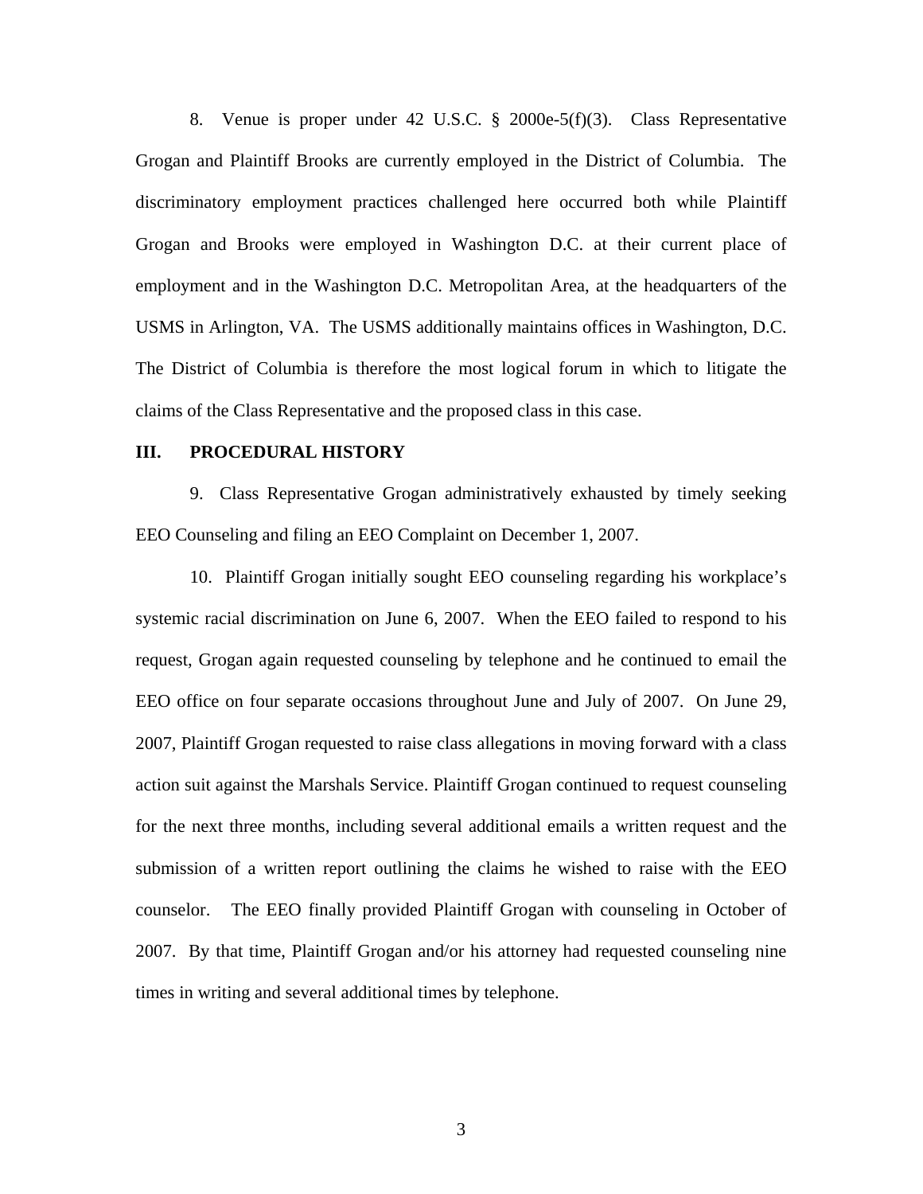8. Venue is proper under 42 U.S.C. § 2000e-5(f)(3). Class Representative Grogan and Plaintiff Brooks are currently employed in the District of Columbia. The discriminatory employment practices challenged here occurred both while Plaintiff Grogan and Brooks were employed in Washington D.C. at their current place of employment and in the Washington D.C. Metropolitan Area, at the headquarters of the USMS in Arlington, VA. The USMS additionally maintains offices in Washington, D.C. The District of Columbia is therefore the most logical forum in which to litigate the claims of the Class Representative and the proposed class in this case.

## III. PROCEDURAL HISTORY

9. Class Representative Grogan administratively exhausted by timely seeking EEO Counseling and filing an EEO Complaint on December 1, 2007.

10. Plaintiff Grogan initially sought EEO counseling regarding his workplace's systemic racial discrimination on June 6, 2007. When the EEO failed to respond to his request, Grogan again requested counseling by telephone and he continued to email the EEO office on four separate occasions throughout June and July of 2007. On June 29, 2007, Plaintiff Grogan requested to raise class allegations in moving forward with a class action suit against the Marshals Service. Plaintiff Grogan continued to request counseling for the next three months, including several additional emails a written request and the submission of a written report outlining the claims he wished to raise with the EEO counselor. The EEO finally provided Plaintiff Grogan with counseling in October of 2007. By that time, Plaintiff Grogan and/or his attorney had requested counseling nine times in writing and several additional times by telephone.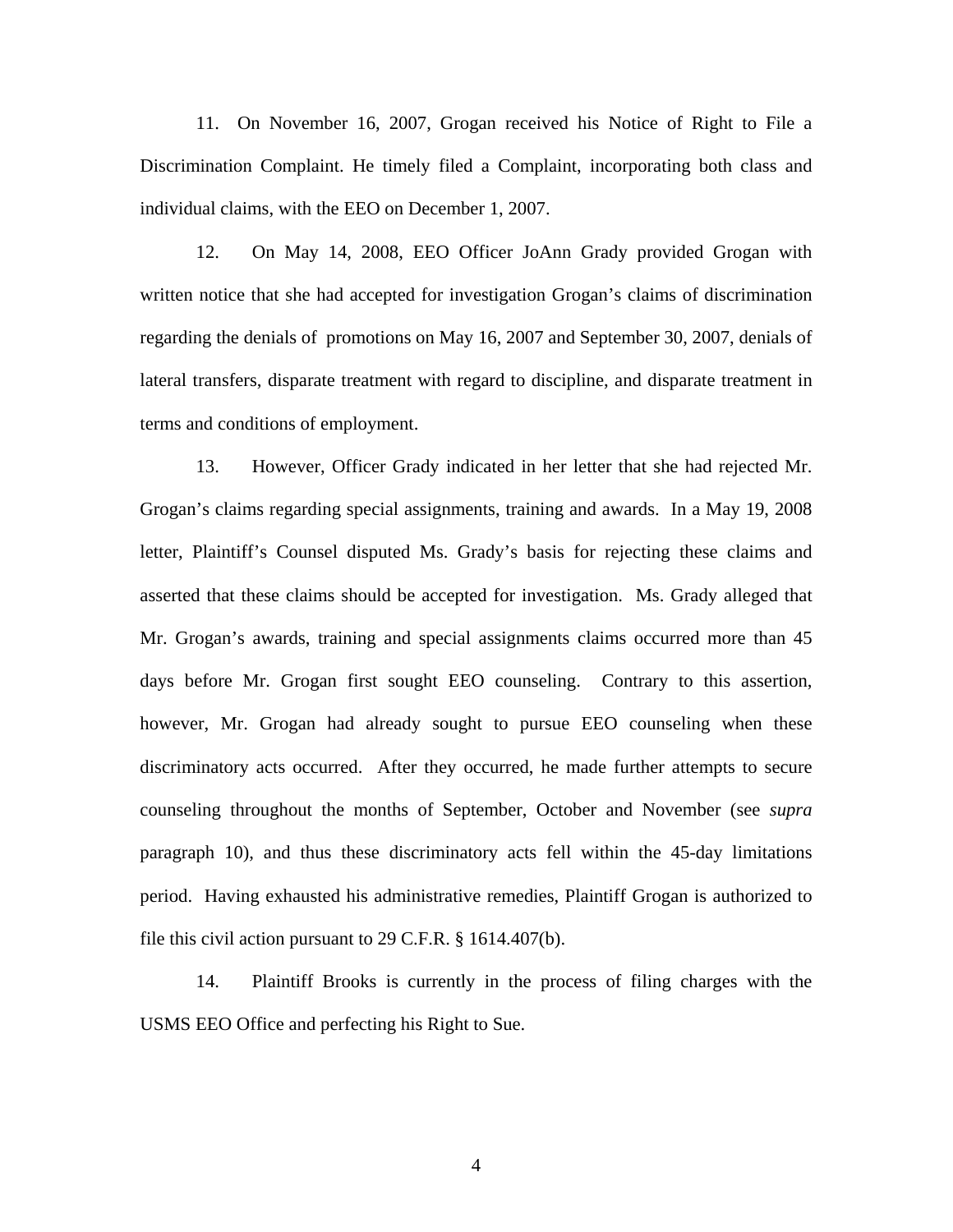11. On November 16, 2007, Grogan received his Notice of Right to File a Discrimination Complaint. He timely filed a Complaint, incorporating both class and individual claims, with the EEO on December 1, 2007.

12. On May 14, 2008, EEO Officer JoAnn Grady provided Grogan with written notice that she had accepted for investigation Grogan's claims of discrimination regarding the denials of promotions on May 16, 2007 and September 30, 2007, denials of lateral transfers, disparate treatment with regard to discipline, and disparate treatment in terms and conditions of employment.

13. However, Officer Grady indicated in her letter that she had rejected Mr. Grogan's claims regarding special assignments, training and awards. In a May 19, 2008 letter, Plaintiff's Counsel disputed Ms. Grady's basis for rejecting these claims and asserted that these claims should be accepted for investigation. Ms. Grady alleged that Mr. Grogan's awards, training and special assignments claims occurred more than 45 days before Mr. Grogan first sought EEO counseling. Contrary to this assertion, however, Mr. Grogan had already sought to pursue EEO counseling when these discriminatory acts occurred. After they occurred, he made further attempts to secure counseling throughout the months of September, October and November (see *supra* paragraph 10), and thus these discriminatory acts fell within the 45-day limitations period. Having exhausted his administrative remedies, Plaintiff Grogan is authorized to file this civil action pursuant to 29 C.F.R. § 1614.407(b).

14. Plaintiff Brooks is currently in the process of filing charges with the USMS EEO Office and perfecting his Right to Sue.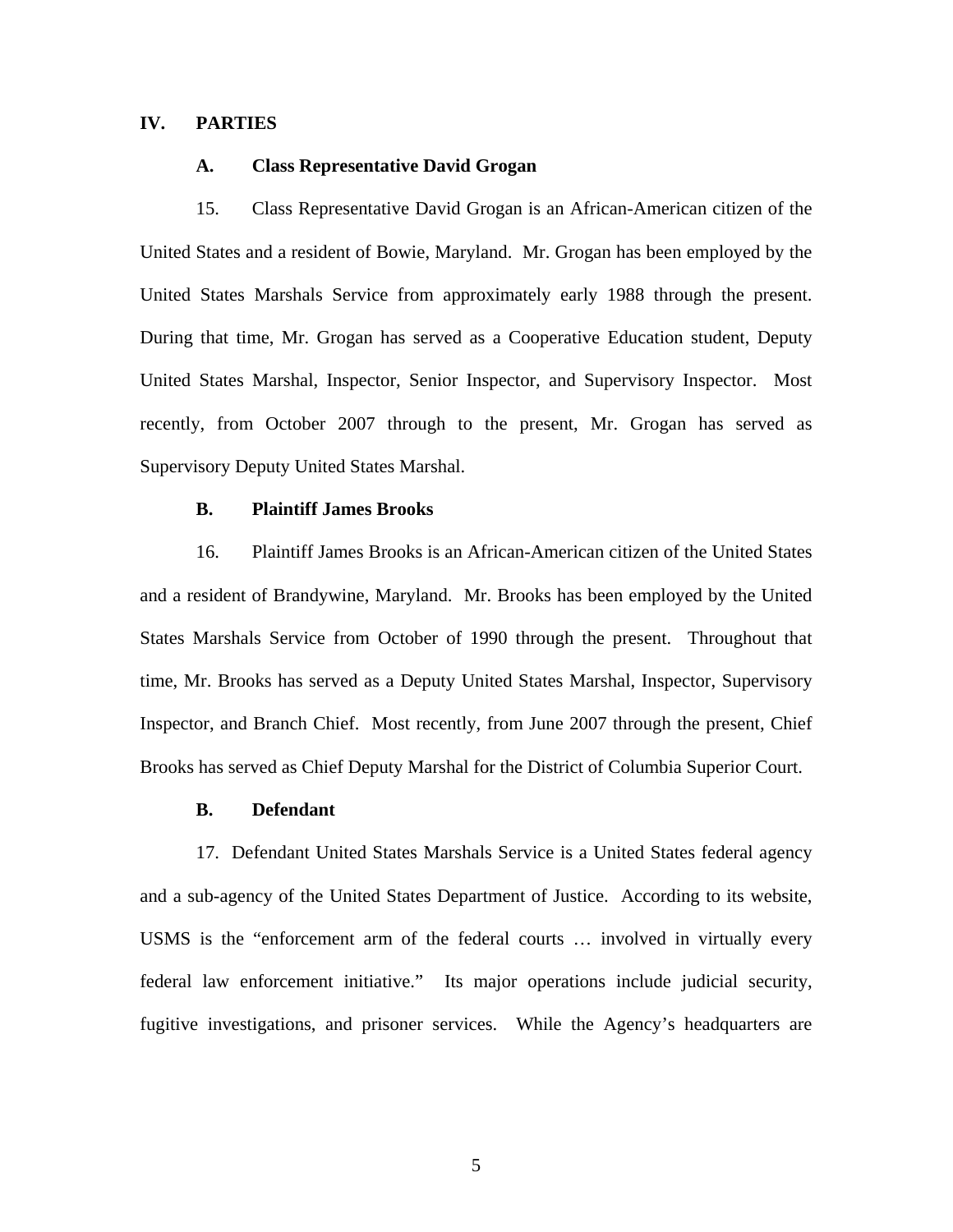## IV. PARTIES

### A. Class Representative David Grogan

15. Class Representative David Grogan is an African-American citizen of the United States and a resident of Bowie, Maryland. Mr. Grogan has been employed by the United States Marshals Service from approximately early 1988 through the present. During that time, Mr. Grogan has served as a Cooperative Education student, Deputy United States Marshal, Inspector, Senior Inspector, and Supervisory Inspector. Most recently, from October 2007 through to the present, Mr. Grogan has served as Supervisory Deputy United States Marshal.

### B. Plaintiff James Brooks

16. Plaintiff James Brooks is an African-American citizen of the United States and a resident of Brandywine, Maryland. Mr. Brooks has been employed by the United States Marshals Service from October of 1990 through the present. Throughout that time, Mr. Brooks has served as a Deputy United States Marshal, Inspector, Supervisory Inspector, and Branch Chief. Most recently, from June 2007 through the present, Chief Brooks has served as Chief Deputy Marshal for the District of Columbia Superior Court.

### B. Defendant

17. Defendant United States Marshals Service is a United States federal agency and a sub-agency of the United States Department of Justice. According to its website, USMS is the "enforcement arm of the federal courts … involved in virtually every federal law enforcement initiative." Its major operations include judicial security, fugitive investigations, and prisoner services. While the Agency's headquarters are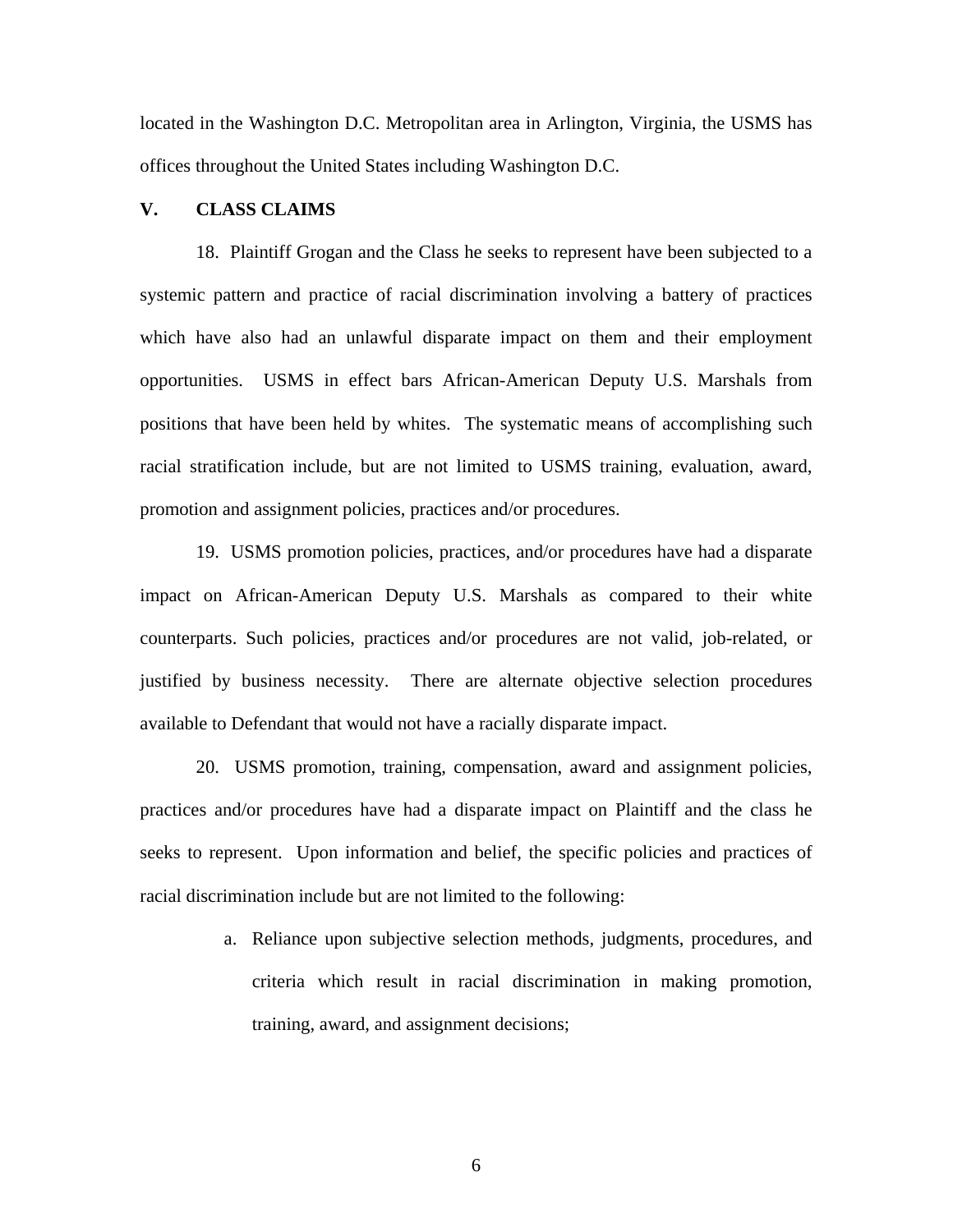located in the Washington D.C. Metropolitan area in Arlington, Virginia, the USMS has offices throughout the United States including Washington D.C.

## V. CLASS CLAIMS

18. Plaintiff Grogan and the Class he seeks to represent have been subjected to a systemic pattern and practice of racial discrimination involving a battery of practices which have also had an unlawful disparate impact on them and their employment opportunities. USMS in effect bars African-American Deputy U.S. Marshals from positions that have been held by whites. The systematic means of accomplishing such racial stratification include, but are not limited to USMS training, evaluation, award, promotion and assignment policies, practices and/or procedures.

19. USMS promotion policies, practices, and/or procedures have had a disparate impact on African-American Deputy U.S. Marshals as compared to their white counterparts. Such policies, practices and/or procedures are not valid, job-related, or justified by business necessity. There are alternate objective selection procedures available to Defendant that would not have a racially disparate impact.

20. USMS promotion, training, compensation, award and assignment policies, practices and/or procedures have had a disparate impact on Plaintiff and the class he seeks to represent. Upon information and belief, the specific policies and practices of racial discrimination include but are not limited to the following:

a. Reliance upon subjective selection methods, judgments, procedures, and criteria which result in racial discrimination in making promotion, training, award, and assignment decisions;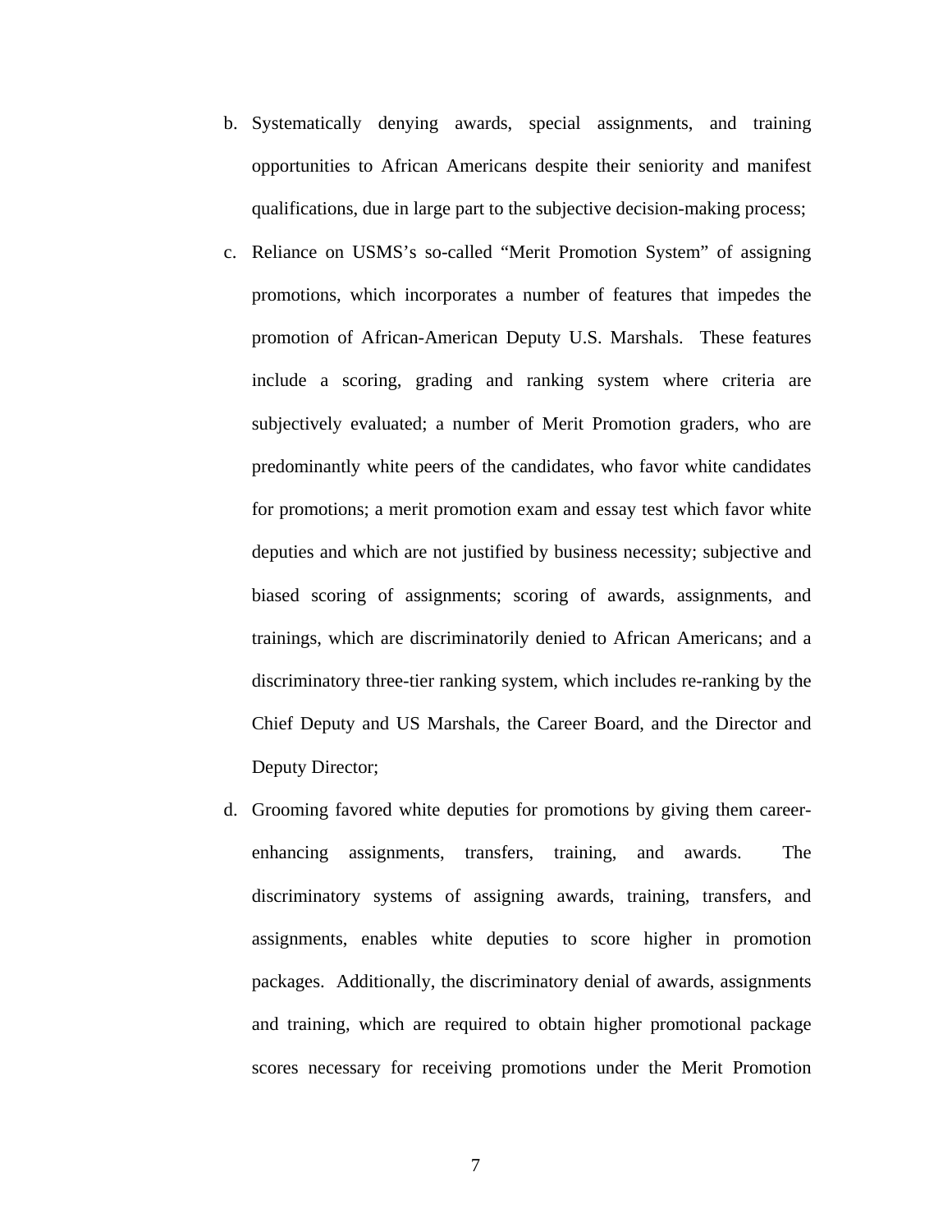b. Systematically denying awards, special assignments, and training opportunities to African Americans despite their seniority and manifest qualifications, due in large part to the subjective decision-making process;

c. Reliance on USMS's so-called "Merit Promotion System" of assigning promotions, which incorporates a number of features that impedes the promotion of African-American Deputy U.S. Marshals. These features include a scoring, grading and ranking system where criteria are subjectively evaluated; a number of Merit Promotion graders, who are predominantly white peers of the candidates, who favor white candidates for promotions; a merit promotion exam and essay test which favor white deputies and which are not justified by business necessity; subjective and biased scoring of assignments; scoring of awards, assignments, and trainings, which are discriminatorily denied to African Americans; and a discriminatory three-tier ranking system, which includes re-ranking by the Chief Deputy and US Marshals, the Career Board, and the Director and Deputy Director;

d. Grooming favored white deputies for promotions by giving them career-enhancing assignments, transfers, training, and awards. The discriminatory systems of assigning awards, training, transfers, and assignments, enables white deputies to score higher in promotion packages. Additionally, the discriminatory denial of awards, assignments and training, which are required to obtain higher promotional package scores necessary for receiving promotions under the Merit Promotion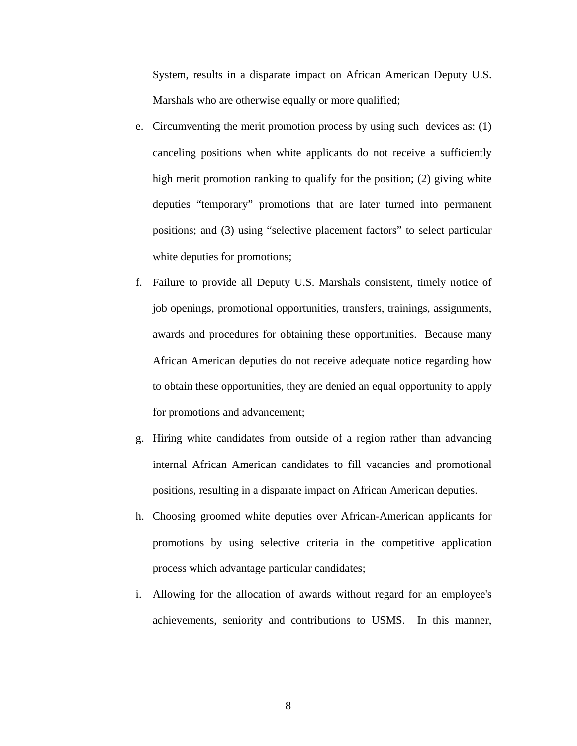System, results in a disparate impact on African American Deputy U.S. Marshals who are otherwise equally or more qualified;

e. Circumventing the merit promotion process by using such devices as: (1) canceling positions when white applicants do not receive a sufficiently high merit promotion ranking to qualify for the position; (2) giving white deputies "temporary" promotions that are later turned into permanent positions; and (3) using "selective placement factors" to select particular white deputies for promotions;

f. Failure to provide all Deputy U.S. Marshals consistent, timely notice of job openings, promotional opportunities, transfers, trainings, assignments, awards and procedures for obtaining these opportunities. Because many African American deputies do not receive adequate notice regarding how to obtain these opportunities, they are denied an equal opportunity to apply for promotions and advancement;

g. Hiring white candidates from outside of a region rather than advancing internal African American candidates to fill vacancies and promotional positions, resulting in a disparate impact on African American deputies.

h. Choosing groomed white deputies over African-American applicants for promotions by using selective criteria in the competitive application process which advantage particular candidates;

i. Allowing for the allocation of awards without regard for an employee's achievements, seniority and contributions to USMS. In this manner,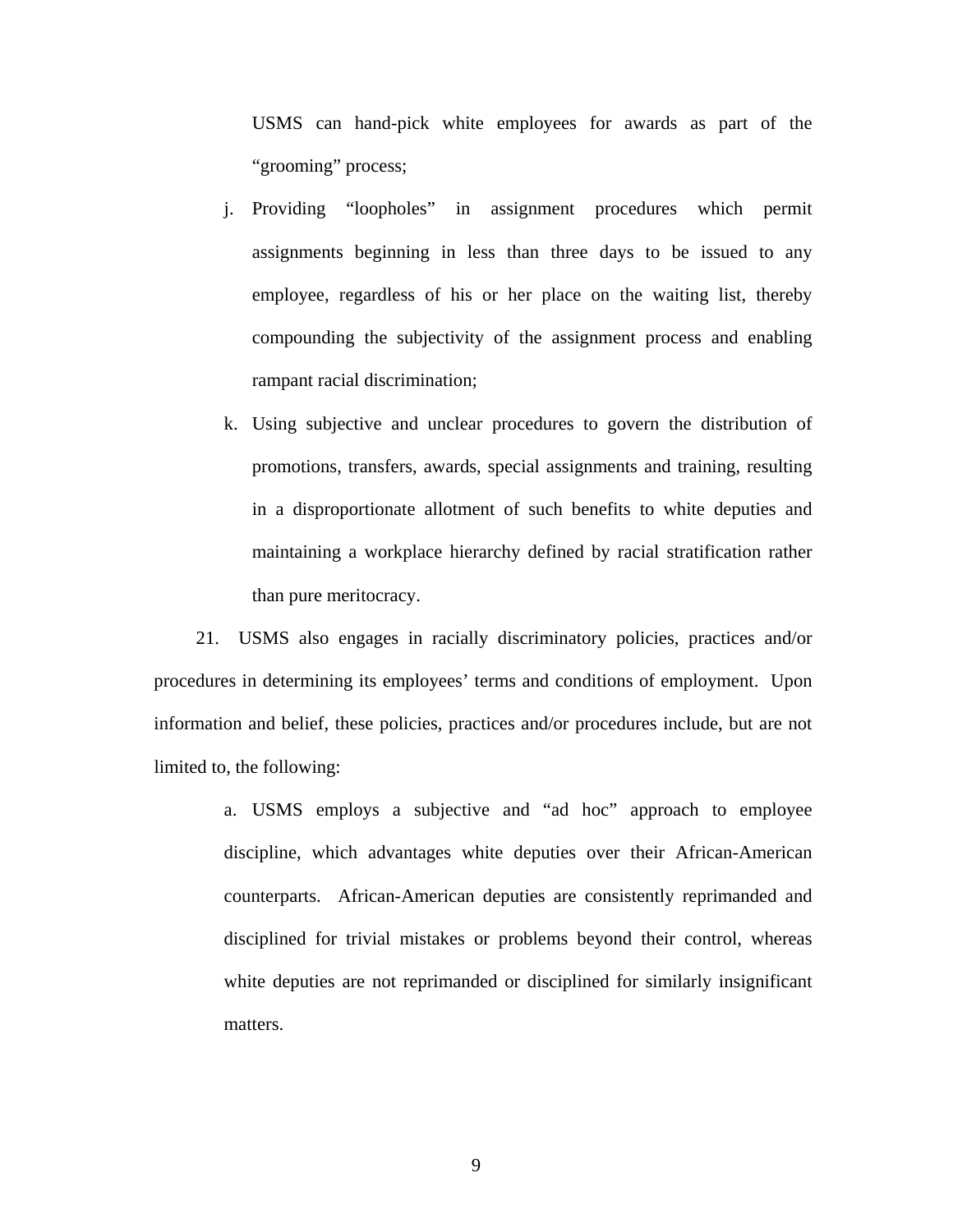USMS can hand-pick white employees for awards as part of the "grooming" process;

j. Providing "loopholes" in assignment procedures which permit assignments beginning in less than three days to be issued to any employee, regardless of his or her place on the waiting list, thereby compounding the subjectivity of the assignment process and enabling rampant racial discrimination;

k. Using subjective and unclear procedures to govern the distribution of promotions, transfers, awards, special assignments and training, resulting in a disproportionate allotment of such benefits to white deputies and maintaining a workplace hierarchy defined by racial stratification rather than pure meritocracy.

21. USMS also engages in racially discriminatory policies, practices and/or procedures in determining its employees' terms and conditions of employment. Upon information and belief, these policies, practices and/or procedures include, but are not limited to, the following:

a. USMS employs a subjective and "ad hoc" approach to employee discipline, which advantages white deputies over their African-American counterparts. African-American deputies are consistently reprimanded and disciplined for trivial mistakes or problems beyond their control, whereas white deputies are not reprimanded or disciplined for similarly insignificant matters.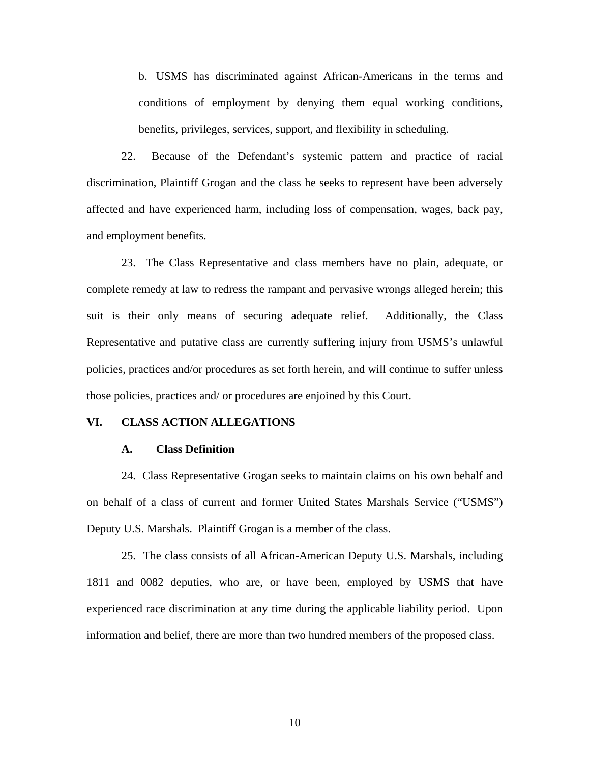b. USMS has discriminated against African-Americans in the terms and conditions of employment by denying them equal working conditions, benefits, privileges, services, support, and flexibility in scheduling.

22. Because of the Defendant's systemic pattern and practice of racial discrimination, Plaintiff Grogan and the class he seeks to represent have been adversely affected and have experienced harm, including loss of compensation, wages, back pay, and employment benefits.

23. The Class Representative and class members have no plain, adequate, or complete remedy at law to redress the rampant and pervasive wrongs alleged herein; this suit is their only means of securing adequate relief. Additionally, the Class Representative and putative class are currently suffering injury from USMS's unlawful policies, practices and/or procedures as set forth herein, and will continue to suffer unless those policies, practices and/ or procedures are enjoined by this Court.

## VI. CLASS ACTION ALLEGATIONS

### A. Class Definition

24. Class Representative Grogan seeks to maintain claims on his own behalf and on behalf of a class of current and former United States Marshals Service ("USMS") Deputy U.S. Marshals. Plaintiff Grogan is a member of the class.

25. The class consists of all African-American Deputy U.S. Marshals, including 1811 and 0082 deputies, who are, or have been, employed by USMS that have experienced race discrimination at any time during the applicable liability period. Upon information and belief, there are more than two hundred members of the proposed class.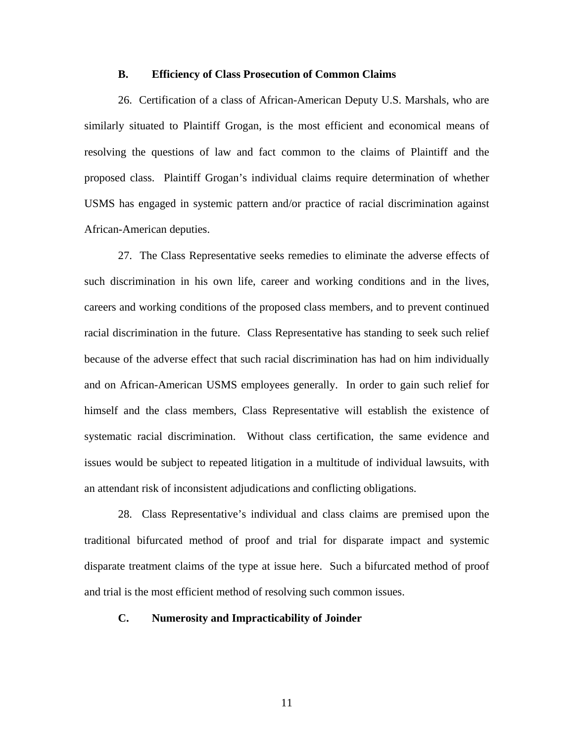### B. Efficiency of Class Prosecution of Common Claims

26. Certification of a class of African-American Deputy U.S. Marshals, who are similarly situated to Plaintiff Grogan, is the most efficient and economical means of resolving the questions of law and fact common to the claims of Plaintiff and the proposed class. Plaintiff Grogan's individual claims require determination of whether USMS has engaged in systemic pattern and/or practice of racial discrimination against African-American deputies.

27. The Class Representative seeks remedies to eliminate the adverse effects of such discrimination in his own life, career and working conditions and in the lives, careers and working conditions of the proposed class members, and to prevent continued racial discrimination in the future. Class Representative has standing to seek such relief because of the adverse effect that such racial discrimination has had on him individually and on African-American USMS employees generally. In order to gain such relief for himself and the class members, Class Representative will establish the existence of systematic racial discrimination. Without class certification, the same evidence and issues would be subject to repeated litigation in a multitude of individual lawsuits, with an attendant risk of inconsistent adjudications and conflicting obligations.

28. Class Representative's individual and class claims are premised upon the traditional bifurcated method of proof and trial for disparate impact and systemic disparate treatment claims of the type at issue here. Such a bifurcated method of proof and trial is the most efficient method of resolving such common issues.

### C. Numerosity and Impracticability of Joinder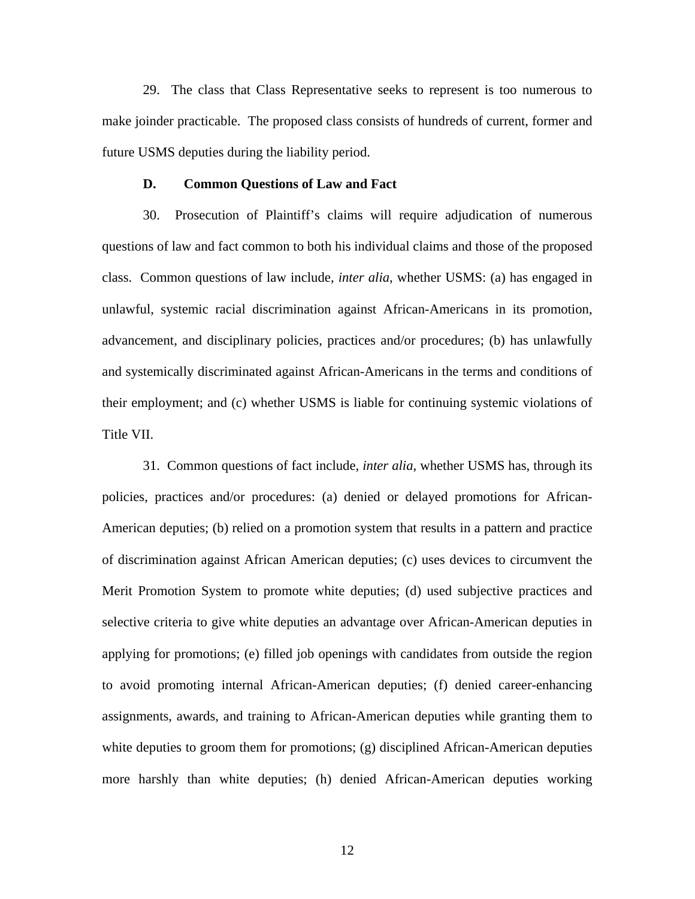29. The class that Class Representative seeks to represent is too numerous to make joinder practicable. The proposed class consists of hundreds of current, former and future USMS deputies during the liability period.

**D. Common Questions of Law and Fact**

30. Prosecution of Plaintiff's claims will require adjudication of numerous questions of law and fact common to both his individual claims and those of the proposed class. Common questions of law include, *inter alia*, whether USMS: (a) has engaged in unlawful, systemic racial discrimination against African-Americans in its promotion, advancement, and disciplinary policies, practices and/or procedures; (b) has unlawfully and systemically discriminated against African-Americans in the terms and conditions of their employment; and (c) whether USMS is liable for continuing systemic violations of Title VII.

31. Common questions of fact include, *inter alia*, whether USMS has, through its policies, practices and/or procedures: (a) denied or delayed promotions for African-American deputies; (b) relied on a promotion system that results in a pattern and practice of discrimination against African American deputies; (c) uses devices to circumvent the Merit Promotion System to promote white deputies; (d) used subjective practices and selective criteria to give white deputies an advantage over African-American deputies in applying for promotions; (e) filled job openings with candidates from outside the region to avoid promoting internal African-American deputies; (f) denied career-enhancing assignments, awards, and training to African-American deputies while granting them to white deputies to groom them for promotions; (g) disciplined African-American deputies more harshly than white deputies; (h) denied African-American deputies working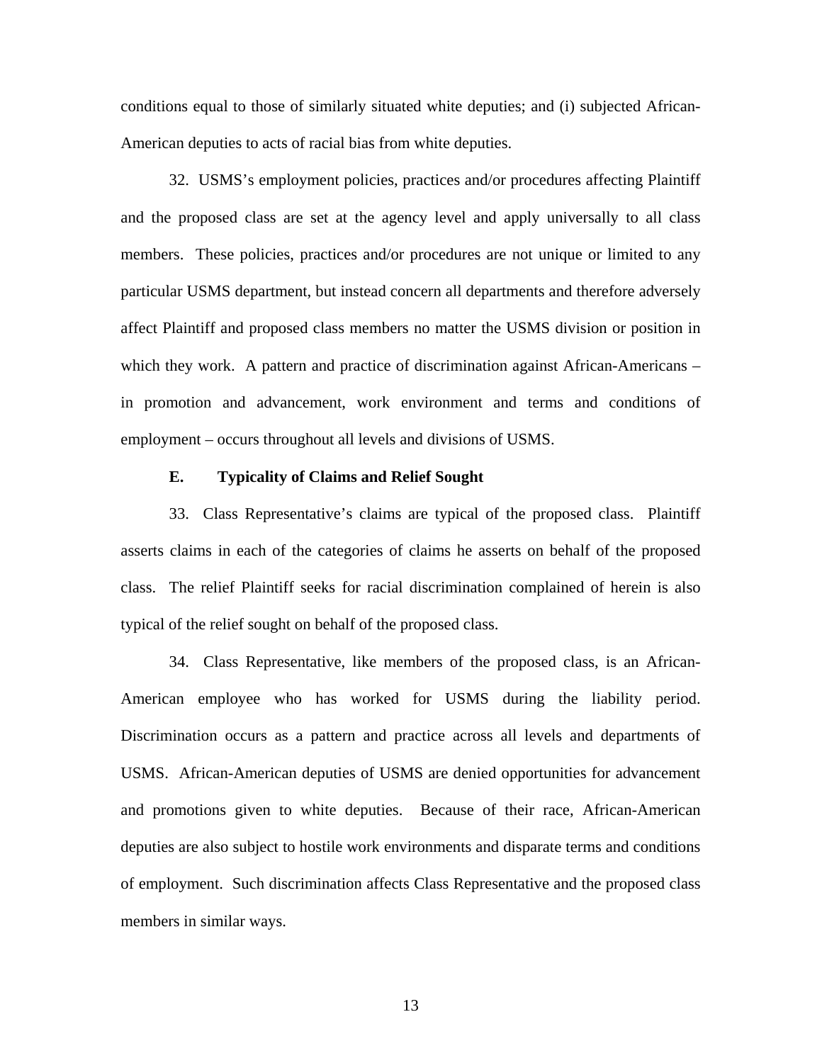conditions equal to those of similarly situated white deputies; and (i) subjected African-American deputies to acts of racial bias from white deputies.

32. USMS's employment policies, practices and/or procedures affecting Plaintiff and the proposed class are set at the agency level and apply universally to all class members. These policies, practices and/or procedures are not unique or limited to any particular USMS department, but instead concern all departments and therefore adversely affect Plaintiff and proposed class members no matter the USMS division or position in which they work. A pattern and practice of discrimination against African-Americans – in promotion and advancement, work environment and terms and conditions of employment – occurs throughout all levels and divisions of USMS.

### E. Typicality of Claims and Relief Sought

33. Class Representative's claims are typical of the proposed class. Plaintiff asserts claims in each of the categories of claims he asserts on behalf of the proposed class. The relief Plaintiff seeks for racial discrimination complained of herein is also typical of the relief sought on behalf of the proposed class.

34. Class Representative, like members of the proposed class, is an African-American employee who has worked for USMS during the liability period. Discrimination occurs as a pattern and practice across all levels and departments of USMS. African-American deputies of USMS are denied opportunities for advancement and promotions given to white deputies. Because of their race, African-American deputies are also subject to hostile work environments and disparate terms and conditions of employment. Such discrimination affects Class Representative and the proposed class members in similar ways.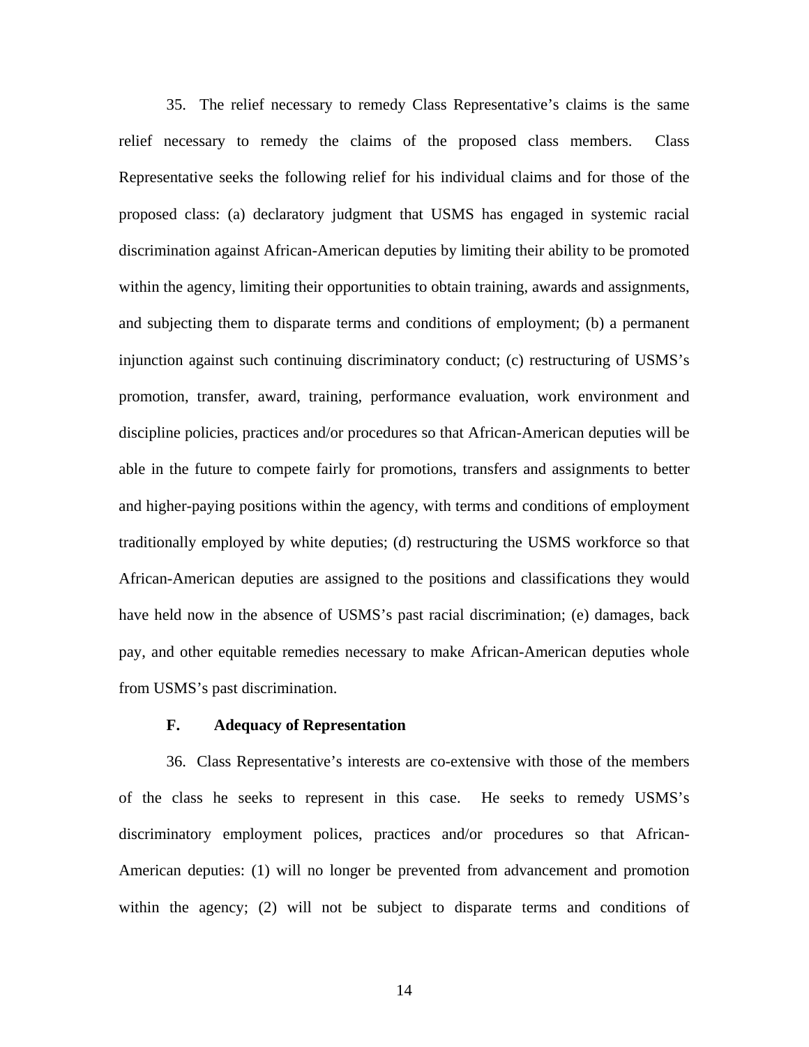35. The relief necessary to remedy Class Representative's claims is the same relief necessary to remedy the claims of the proposed class members. Class Representative seeks the following relief for his individual claims and for those of the proposed class: (a) declaratory judgment that USMS has engaged in systemic racial discrimination against African-American deputies by limiting their ability to be promoted within the agency, limiting their opportunities to obtain training, awards and assignments, and subjecting them to disparate terms and conditions of employment; (b) a permanent injunction against such continuing discriminatory conduct; (c) restructuring of USMS's promotion, transfer, award, training, performance evaluation, work environment and discipline policies, practices and/or procedures so that African-American deputies will be able in the future to compete fairly for promotions, transfers and assignments to better and higher-paying positions within the agency, with terms and conditions of employment traditionally employed by white deputies; (d) restructuring the USMS workforce so that African-American deputies are assigned to the positions and classifications they would have held now in the absence of USMS's past racial discrimination; (e) damages, back pay, and other equitable remedies necessary to make African-American deputies whole from USMS's past discrimination.

### F. Adequacy of Representation

36. Class Representative's interests are co-extensive with those of the members of the class he seeks to represent in this case. He seeks to remedy USMS's discriminatory employment polices, practices and/or procedures so that African-American deputies: (1) will no longer be prevented from advancement and promotion within the agency; (2) will not be subject to disparate terms and conditions of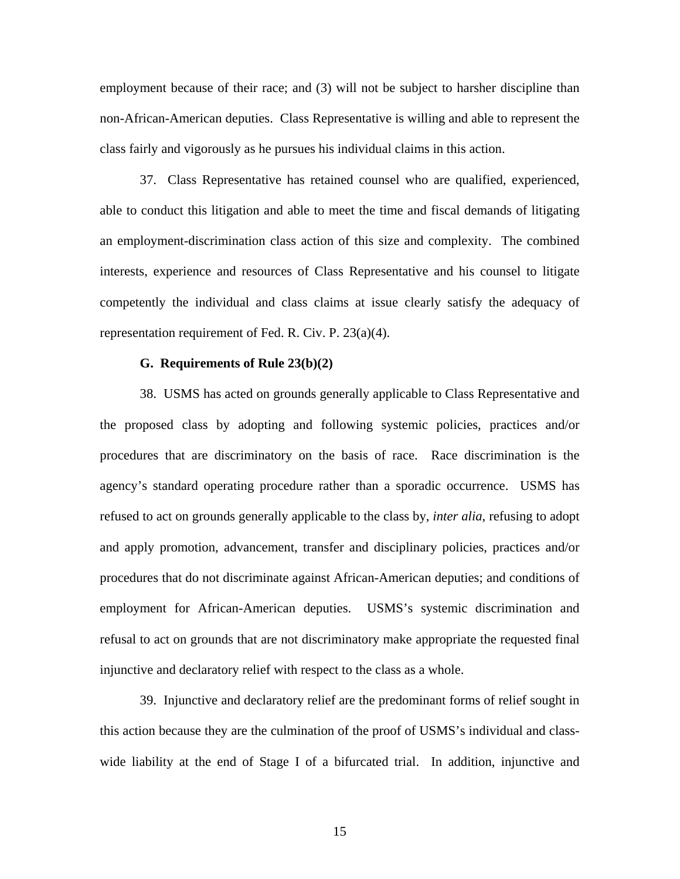employment because of their race; and (3) will not be subject to harsher discipline than non-African-American deputies. Class Representative is willing and able to represent the class fairly and vigorously as he pursues his individual claims in this action.

37. Class Representative has retained counsel who are qualified, experienced, able to conduct this litigation and able to meet the time and fiscal demands of litigating an employment-discrimination class action of this size and complexity. The combined interests, experience and resources of Class Representative and his counsel to litigate competently the individual and class claims at issue clearly satisfy the adequacy of representation requirement of Fed. R. Civ. P. 23(a)(4).

**G. Requirements of Rule 23(b)(2)**

38. USMS has acted on grounds generally applicable to Class Representative and the proposed class by adopting and following systemic policies, practices and/or procedures that are discriminatory on the basis of race. Race discrimination is the agency's standard operating procedure rather than a sporadic occurrence. USMS has refused to act on grounds generally applicable to the class by, *inter alia*, refusing to adopt and apply promotion, advancement, transfer and disciplinary policies, practices and/or procedures that do not discriminate against African-American deputies; and conditions of employment for African-American deputies. USMS's systemic discrimination and refusal to act on grounds that are not discriminatory make appropriate the requested final injunctive and declaratory relief with respect to the class as a whole.

39. Injunctive and declaratory relief are the predominant forms of relief sought in this action because they are the culmination of the proof of USMS's individual and class-wide liability at the end of Stage I of a bifurcated trial. In addition, injunctive and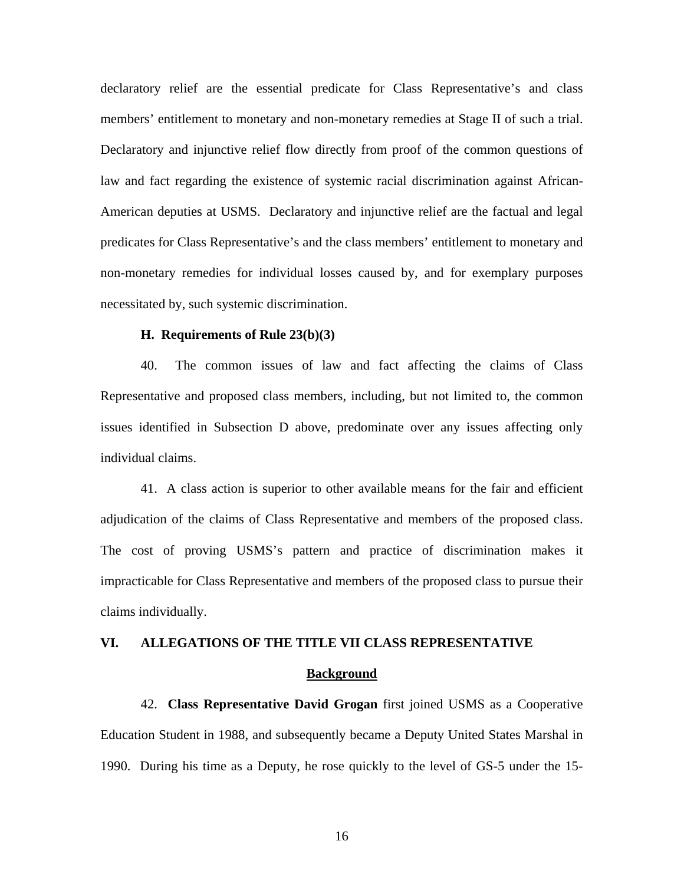declaratory relief are the essential predicate for Class Representative's and class members' entitlement to monetary and non-monetary remedies at Stage II of such a trial. Declaratory and injunctive relief flow directly from proof of the common questions of law and fact regarding the existence of systemic racial discrimination against African-American deputies at USMS. Declaratory and injunctive relief are the factual and legal predicates for Class Representative's and the class members' entitlement to monetary and non-monetary remedies for individual losses caused by, and for exemplary purposes necessitated by, such systemic discrimination.

### H. Requirements of Rule 23(b)(3)

40. The common issues of law and fact affecting the claims of Class Representative and proposed class members, including, but not limited to, the common issues identified in Subsection D above, predominate over any issues affecting only individual claims.

41. A class action is superior to other available means for the fair and efficient adjudication of the claims of Class Representative and members of the proposed class. The cost of proving USMS's pattern and practice of discrimination makes it impracticable for Class Representative and members of the proposed class to pursue their claims individually.

## VI. ALLEGATIONS OF THE TITLE VII CLASS REPRESENTATIVE

### Background

42. **Class Representative David Grogan** first joined USMS as a Cooperative Education Student in 1988, and subsequently became a Deputy United States Marshal in 1990. During his time as a Deputy, he rose quickly to the level of GS-5 under the 15-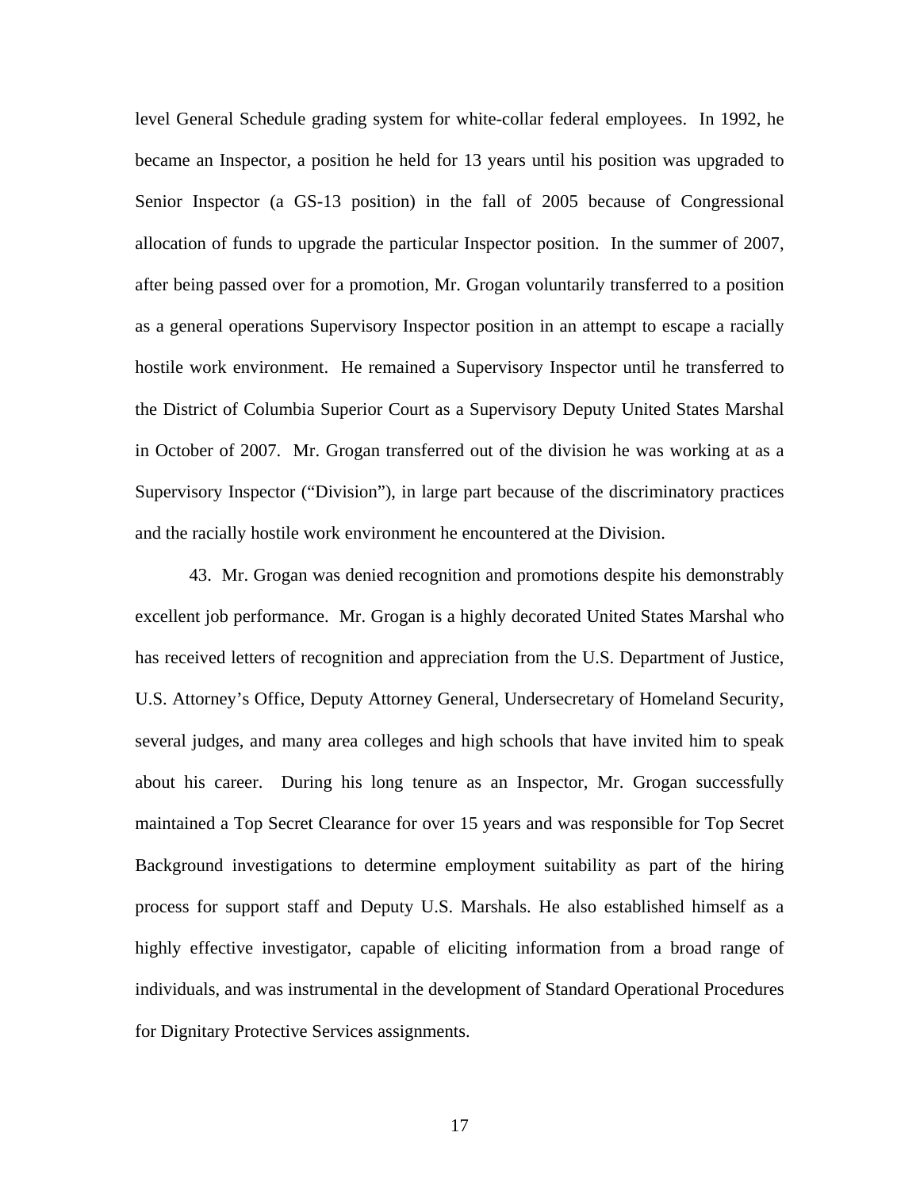level General Schedule grading system for white-collar federal employees. In 1992, he became an Inspector, a position he held for 13 years until his position was upgraded to Senior Inspector (a GS-13 position) in the fall of 2005 because of Congressional allocation of funds to upgrade the particular Inspector position. In the summer of 2007, after being passed over for a promotion, Mr. Grogan voluntarily transferred to a position as a general operations Supervisory Inspector position in an attempt to escape a racially hostile work environment. He remained a Supervisory Inspector until he transferred to the District of Columbia Superior Court as a Supervisory Deputy United States Marshal in October of 2007. Mr. Grogan transferred out of the division he was working at as a Supervisory Inspector ("Division"), in large part because of the discriminatory practices and the racially hostile work environment he encountered at the Division.

43. Mr. Grogan was denied recognition and promotions despite his demonstrably excellent job performance. Mr. Grogan is a highly decorated United States Marshal who has received letters of recognition and appreciation from the U.S. Department of Justice, U.S. Attorney's Office, Deputy Attorney General, Undersecretary of Homeland Security, several judges, and many area colleges and high schools that have invited him to speak about his career. During his long tenure as an Inspector, Mr. Grogan successfully maintained a Top Secret Clearance for over 15 years and was responsible for Top Secret Background investigations to determine employment suitability as part of the hiring process for support staff and Deputy U.S. Marshals. He also established himself as a highly effective investigator, capable of eliciting information from a broad range of individuals, and was instrumental in the development of Standard Operational Procedures for Dignitary Protective Services assignments.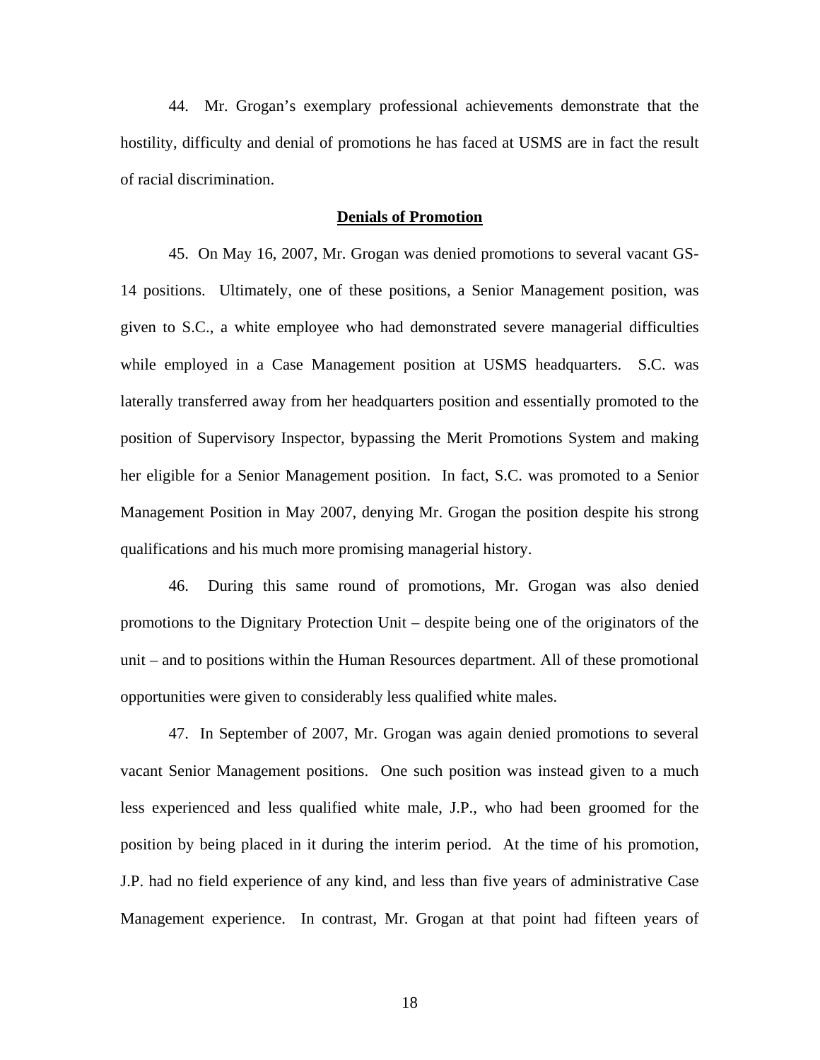44. Mr. Grogan's exemplary professional achievements demonstrate that the hostility, difficulty and denial of promotions he has faced at USMS are in fact the result of racial discrimination.

**Denials of Promotion**

45. On May 16, 2007, Mr. Grogan was denied promotions to several vacant GS-14 positions. Ultimately, one of these positions, a Senior Management position, was given to S.C., a white employee who had demonstrated severe managerial difficulties while employed in a Case Management position at USMS headquarters. S.C. was laterally transferred away from her headquarters position and essentially promoted to the position of Supervisory Inspector, bypassing the Merit Promotions System and making her eligible for a Senior Management position. In fact, S.C. was promoted to a Senior Management Position in May 2007, denying Mr. Grogan the position despite his strong qualifications and his much more promising managerial history.

46. During this same round of promotions, Mr. Grogan was also denied promotions to the Dignitary Protection Unit – despite being one of the originators of the unit – and to positions within the Human Resources department. All of these promotional opportunities were given to considerably less qualified white males.

47. In September of 2007, Mr. Grogan was again denied promotions to several vacant Senior Management positions. One such position was instead given to a much less experienced and less qualified white male, J.P., who had been groomed for the position by being placed in it during the interim period. At the time of his promotion, J.P. had no field experience of any kind, and less than five years of administrative Case Management experience. In contrast, Mr. Grogan at that point had fifteen years of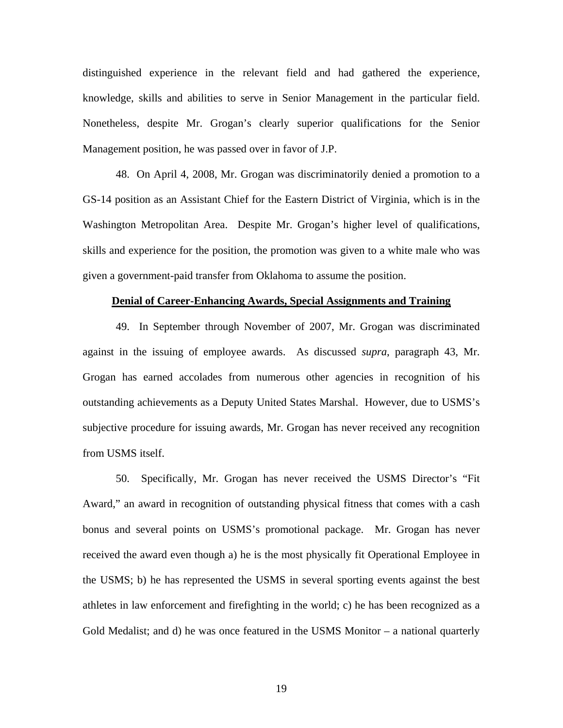distinguished experience in the relevant field and had gathered the experience, knowledge, skills and abilities to serve in Senior Management in the particular field. Nonetheless, despite Mr. Grogan's clearly superior qualifications for the Senior Management position, he was passed over in favor of J.P.

48. On April 4, 2008, Mr. Grogan was discriminatorily denied a promotion to a GS-14 position as an Assistant Chief for the Eastern District of Virginia, which is in the Washington Metropolitan Area. Despite Mr. Grogan's higher level of qualifications, skills and experience for the position, the promotion was given to a white male who was given a government-paid transfer from Oklahoma to assume the position.

**Denial of Career-Enhancing Awards, Special Assignments and Training**

49. In September through November of 2007, Mr. Grogan was discriminated against in the issuing of employee awards. As discussed *supra*, paragraph 43, Mr. Grogan has earned accolades from numerous other agencies in recognition of his outstanding achievements as a Deputy United States Marshal. However, due to USMS's subjective procedure for issuing awards, Mr. Grogan has never received any recognition from USMS itself.

50. Specifically, Mr. Grogan has never received the USMS Director's "Fit Award," an award in recognition of outstanding physical fitness that comes with a cash bonus and several points on USMS's promotional package. Mr. Grogan has never received the award even though a) he is the most physically fit Operational Employee in the USMS; b) he has represented the USMS in several sporting events against the best athletes in law enforcement and firefighting in the world; c) he has been recognized as a Gold Medalist; and d) he was once featured in the USMS Monitor – a national quarterly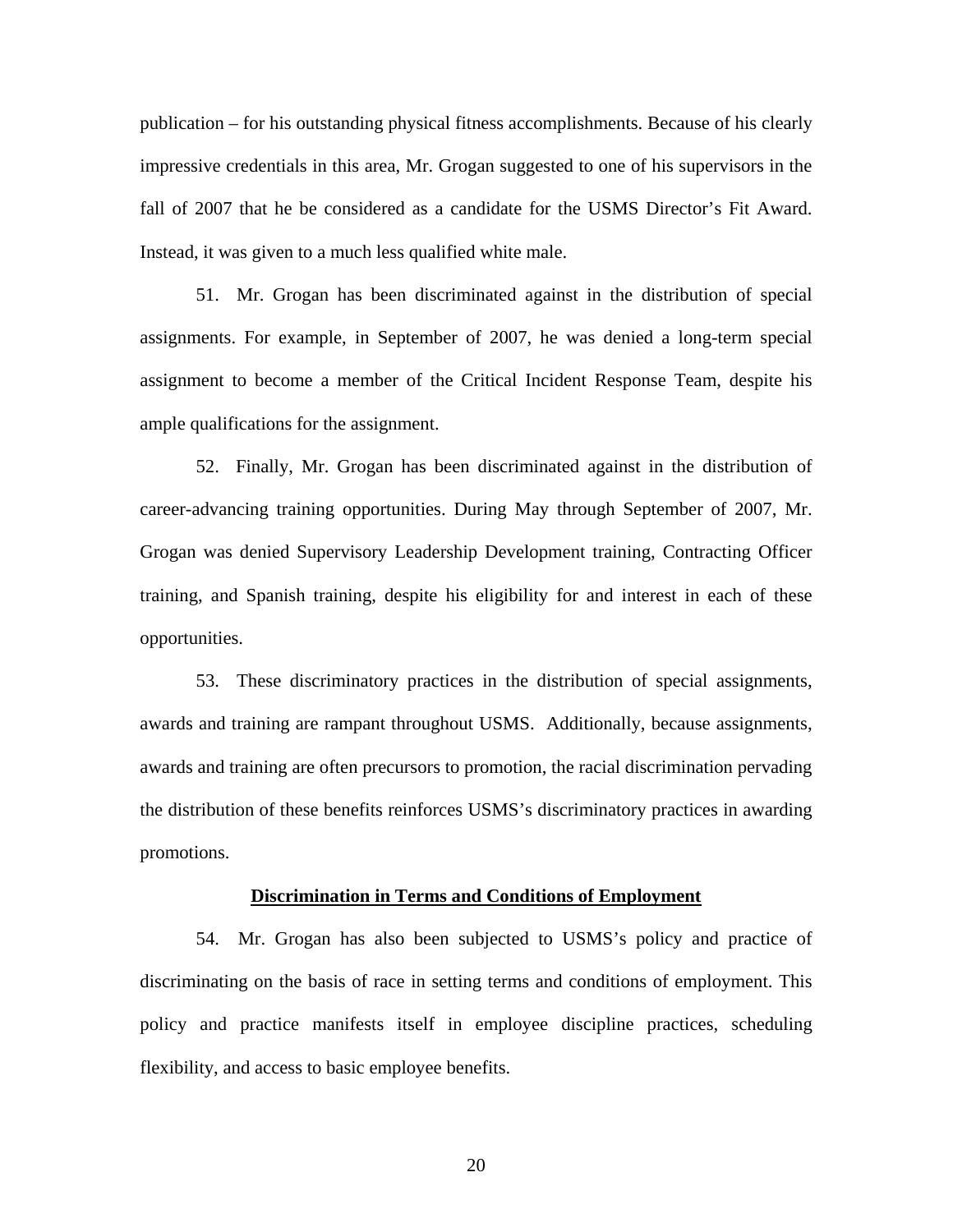publication – for his outstanding physical fitness accomplishments. Because of his clearly impressive credentials in this area, Mr. Grogan suggested to one of his supervisors in the fall of 2007 that he be considered as a candidate for the USMS Director's Fit Award. Instead, it was given to a much less qualified white male.

51. Mr. Grogan has been discriminated against in the distribution of special assignments. For example, in September of 2007, he was denied a long-term special assignment to become a member of the Critical Incident Response Team, despite his ample qualifications for the assignment.

52. Finally, Mr. Grogan has been discriminated against in the distribution of career-advancing training opportunities. During May through September of 2007, Mr. Grogan was denied Supervisory Leadership Development training, Contracting Officer training, and Spanish training, despite his eligibility for and interest in each of these opportunities.

53. These discriminatory practices in the distribution of special assignments, awards and training are rampant throughout USMS. Additionally, because assignments, awards and training are often precursors to promotion, the racial discrimination pervading the distribution of these benefits reinforces USMS's discriminatory practices in awarding promotions.

**Discrimination in Terms and Conditions of Employment**

54. Mr. Grogan has also been subjected to USMS's policy and practice of discriminating on the basis of race in setting terms and conditions of employment. This policy and practice manifests itself in employee discipline practices, scheduling flexibility, and access to basic employee benefits.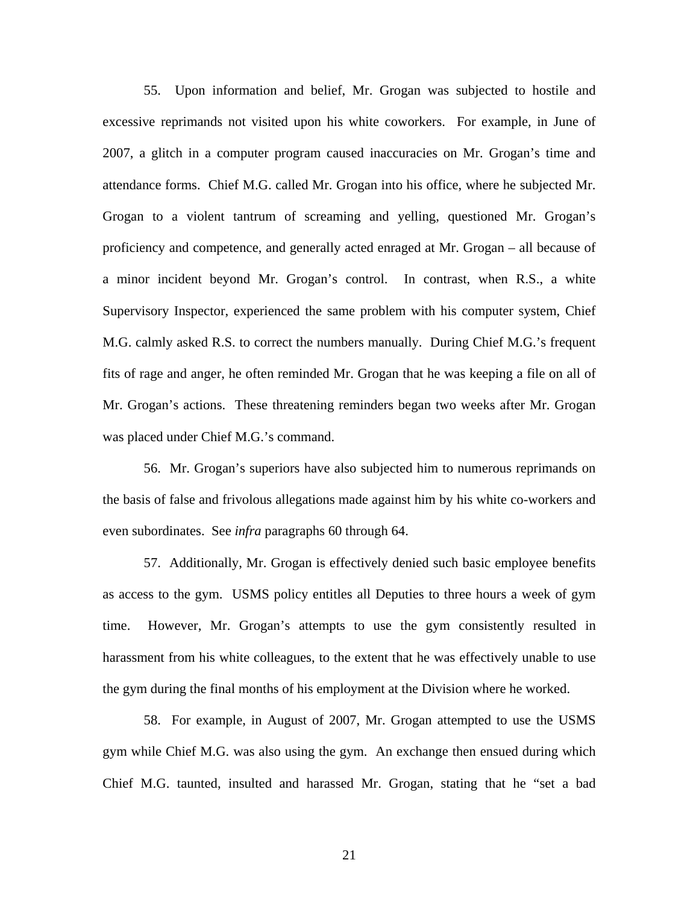55. Upon information and belief, Mr. Grogan was subjected to hostile and excessive reprimands not visited upon his white coworkers. For example, in June of 2007, a glitch in a computer program caused inaccuracies on Mr. Grogan's time and attendance forms. Chief M.G. called Mr. Grogan into his office, where he subjected Mr. Grogan to a violent tantrum of screaming and yelling, questioned Mr. Grogan's proficiency and competence, and generally acted enraged at Mr. Grogan – all because of a minor incident beyond Mr. Grogan's control. In contrast, when R.S., a white Supervisory Inspector, experienced the same problem with his computer system, Chief M.G. calmly asked R.S. to correct the numbers manually. During Chief M.G.'s frequent fits of rage and anger, he often reminded Mr. Grogan that he was keeping a file on all of Mr. Grogan's actions. These threatening reminders began two weeks after Mr. Grogan was placed under Chief M.G.'s command.

56. Mr. Grogan's superiors have also subjected him to numerous reprimands on the basis of false and frivolous allegations made against him by his white co-workers and even subordinates. See *infra* paragraphs 60 through 64.

57. Additionally, Mr. Grogan is effectively denied such basic employee benefits as access to the gym. USMS policy entitles all Deputies to three hours a week of gym time. However, Mr. Grogan's attempts to use the gym consistently resulted in harassment from his white colleagues, to the extent that he was effectively unable to use the gym during the final months of his employment at the Division where he worked.

58. For example, in August of 2007, Mr. Grogan attempted to use the USMS gym while Chief M.G. was also using the gym. An exchange then ensued during which Chief M.G. taunted, insulted and harassed Mr. Grogan, stating that he "set a bad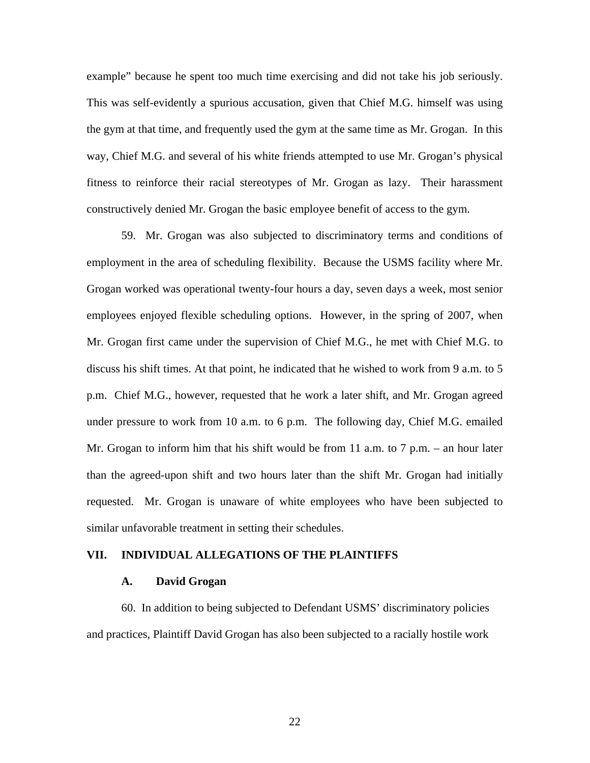example" because he spent too much time exercising and did not take his job seriously. This was self-evidently a spurious accusation, given that Chief M.G. himself was using the gym at that time, and frequently used the gym at the same time as Mr. Grogan. In this way, Chief M.G. and several of his white friends attempted to use Mr. Grogan's physical fitness to reinforce their racial stereotypes of Mr. Grogan as lazy. Their harassment constructively denied Mr. Grogan the basic employee benefit of access to the gym.

59. Mr. Grogan was also subjected to discriminatory terms and conditions of employment in the area of scheduling flexibility. Because the USMS facility where Mr. Grogan worked was operational twenty-four hours a day, seven days a week, most senior employees enjoyed flexible scheduling options. However, in the spring of 2007, when Mr. Grogan first came under the supervision of Chief M.G., he met with Chief M.G. to discuss his shift times. At that point, he indicated that he wished to work from 9 a.m. to 5 p.m. Chief M.G., however, requested that he work a later shift, and Mr. Grogan agreed under pressure to work from 10 a.m. to 6 p.m. The following day, Chief M.G. emailed Mr. Grogan to inform him that his shift would be from 11 a.m. to 7 p.m. – an hour later than the agreed-upon shift and two hours later than the shift Mr. Grogan had initially requested. Mr. Grogan is unaware of white employees who have been subjected to similar unfavorable treatment in setting their schedules.

## VII. INDIVIDUAL ALLEGATIONS OF THE PLAINTIFFS

### A. David Grogan

60. In addition to being subjected to Defendant USMS' discriminatory policies and practices, Plaintiff David Grogan has also been subjected to a racially hostile work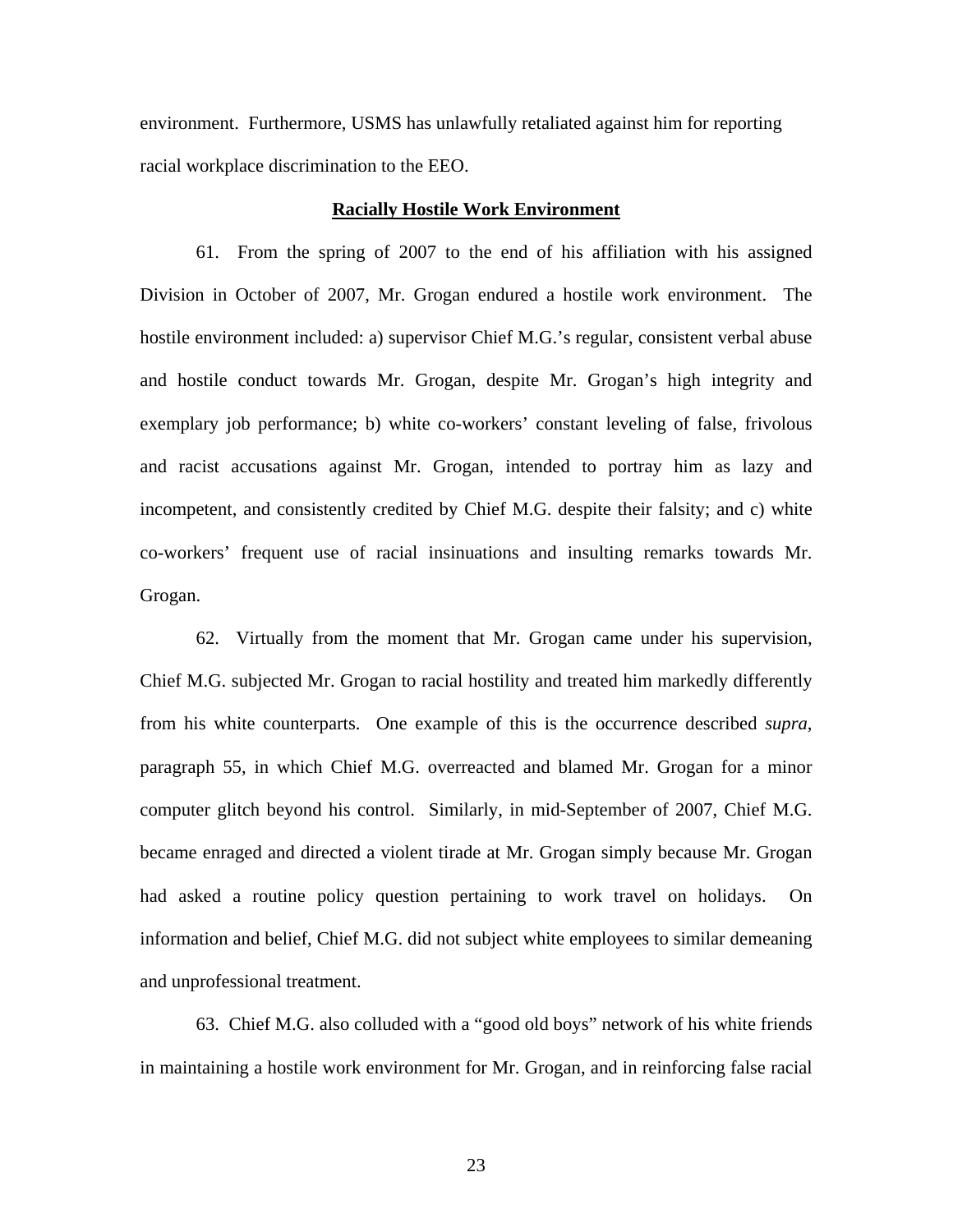environment. Furthermore, USMS has unlawfully retaliated against him for reporting racial workplace discrimination to the EEO.

**Racially Hostile Work Environment**

61. From the spring of 2007 to the end of his affiliation with his assigned Division in October of 2007, Mr. Grogan endured a hostile work environment. The hostile environment included: a) supervisor Chief M.G.'s regular, consistent verbal abuse and hostile conduct towards Mr. Grogan, despite Mr. Grogan's high integrity and exemplary job performance; b) white co-workers' constant leveling of false, frivolous and racist accusations against Mr. Grogan, intended to portray him as lazy and incompetent, and consistently credited by Chief M.G. despite their falsity; and c) white co-workers' frequent use of racial insinuations and insulting remarks towards Mr. Grogan.

62. Virtually from the moment that Mr. Grogan came under his supervision, Chief M.G. subjected Mr. Grogan to racial hostility and treated him markedly differently from his white counterparts. One example of this is the occurrence described *supra*, paragraph 55, in which Chief M.G. overreacted and blamed Mr. Grogan for a minor computer glitch beyond his control. Similarly, in mid-September of 2007, Chief M.G. became enraged and directed a violent tirade at Mr. Grogan simply because Mr. Grogan had asked a routine policy question pertaining to work travel on holidays. On information and belief, Chief M.G. did not subject white employees to similar demeaning and unprofessional treatment.

63. Chief M.G. also colluded with a "good old boys" network of his white friends in maintaining a hostile work environment for Mr. Grogan, and in reinforcing false racial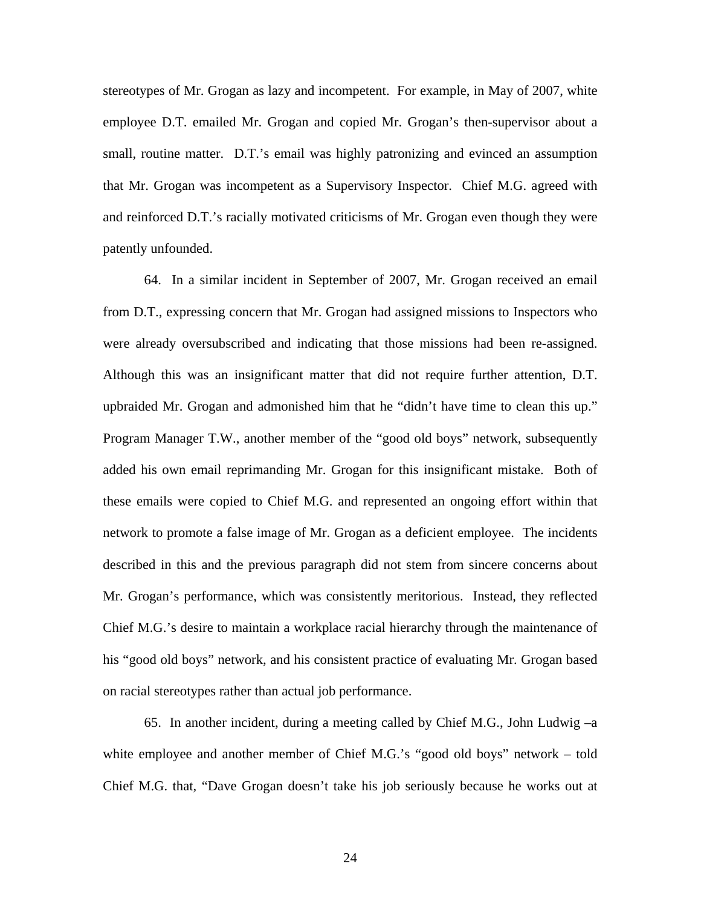stereotypes of Mr. Grogan as lazy and incompetent. For example, in May of 2007, white employee D.T. emailed Mr. Grogan and copied Mr. Grogan's then-supervisor about a small, routine matter. D.T.'s email was highly patronizing and evinced an assumption that Mr. Grogan was incompetent as a Supervisory Inspector. Chief M.G. agreed with and reinforced D.T.'s racially motivated criticisms of Mr. Grogan even though they were patently unfounded.

64. In a similar incident in September of 2007, Mr. Grogan received an email from D.T., expressing concern that Mr. Grogan had assigned missions to Inspectors who were already oversubscribed and indicating that those missions had been re-assigned. Although this was an insignificant matter that did not require further attention, D.T. upbraided Mr. Grogan and admonished him that he "didn't have time to clean this up." Program Manager T.W., another member of the "good old boys" network, subsequently added his own email reprimanding Mr. Grogan for this insignificant mistake. Both of these emails were copied to Chief M.G. and represented an ongoing effort within that network to promote a false image of Mr. Grogan as a deficient employee. The incidents described in this and the previous paragraph did not stem from sincere concerns about Mr. Grogan's performance, which was consistently meritorious. Instead, they reflected Chief M.G.'s desire to maintain a workplace racial hierarchy through the maintenance of his "good old boys" network, and his consistent practice of evaluating Mr. Grogan based on racial stereotypes rather than actual job performance.

65. In another incident, during a meeting called by Chief M.G., John Ludwig –a white employee and another member of Chief M.G.'s "good old boys" network – told Chief M.G. that, "Dave Grogan doesn't take his job seriously because he works out at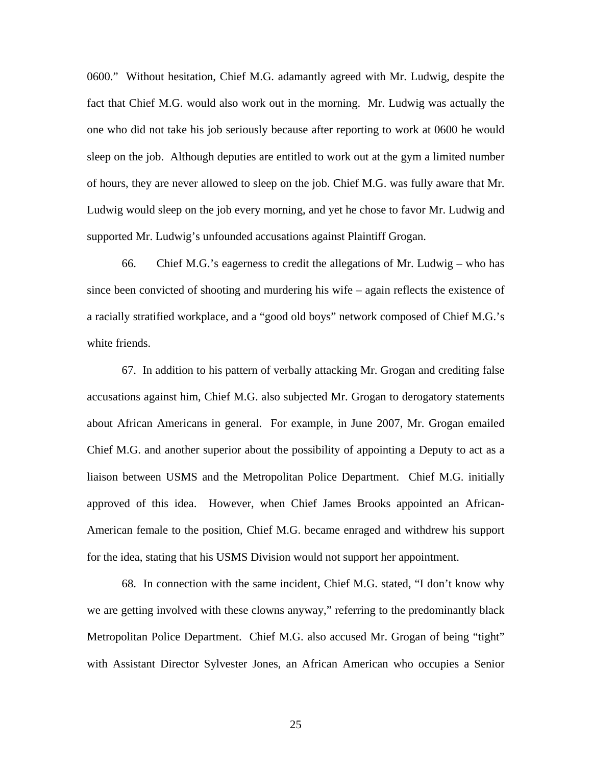0600." Without hesitation, Chief M.G. adamantly agreed with Mr. Ludwig, despite the fact that Chief M.G. would also work out in the morning. Mr. Ludwig was actually the one who did not take his job seriously because after reporting to work at 0600 he would sleep on the job. Although deputies are entitled to work out at the gym a limited number of hours, they are never allowed to sleep on the job. Chief M.G. was fully aware that Mr. Ludwig would sleep on the job every morning, and yet he chose to favor Mr. Ludwig and supported Mr. Ludwig's unfounded accusations against Plaintiff Grogan.

66. Chief M.G.'s eagerness to credit the allegations of Mr. Ludwig – who has since been convicted of shooting and murdering his wife – again reflects the existence of a racially stratified workplace, and a "good old boys" network composed of Chief M.G.'s white friends.

67. In addition to his pattern of verbally attacking Mr. Grogan and crediting false accusations against him, Chief M.G. also subjected Mr. Grogan to derogatory statements about African Americans in general. For example, in June 2007, Mr. Grogan emailed Chief M.G. and another superior about the possibility of appointing a Deputy to act as a liaison between USMS and the Metropolitan Police Department. Chief M.G. initially approved of this idea. However, when Chief James Brooks appointed an African-American female to the position, Chief M.G. became enraged and withdrew his support for the idea, stating that his USMS Division would not support her appointment.

68. In connection with the same incident, Chief M.G. stated, "I don't know why we are getting involved with these clowns anyway," referring to the predominantly black Metropolitan Police Department. Chief M.G. also accused Mr. Grogan of being "tight" with Assistant Director Sylvester Jones, an African American who occupies a Senior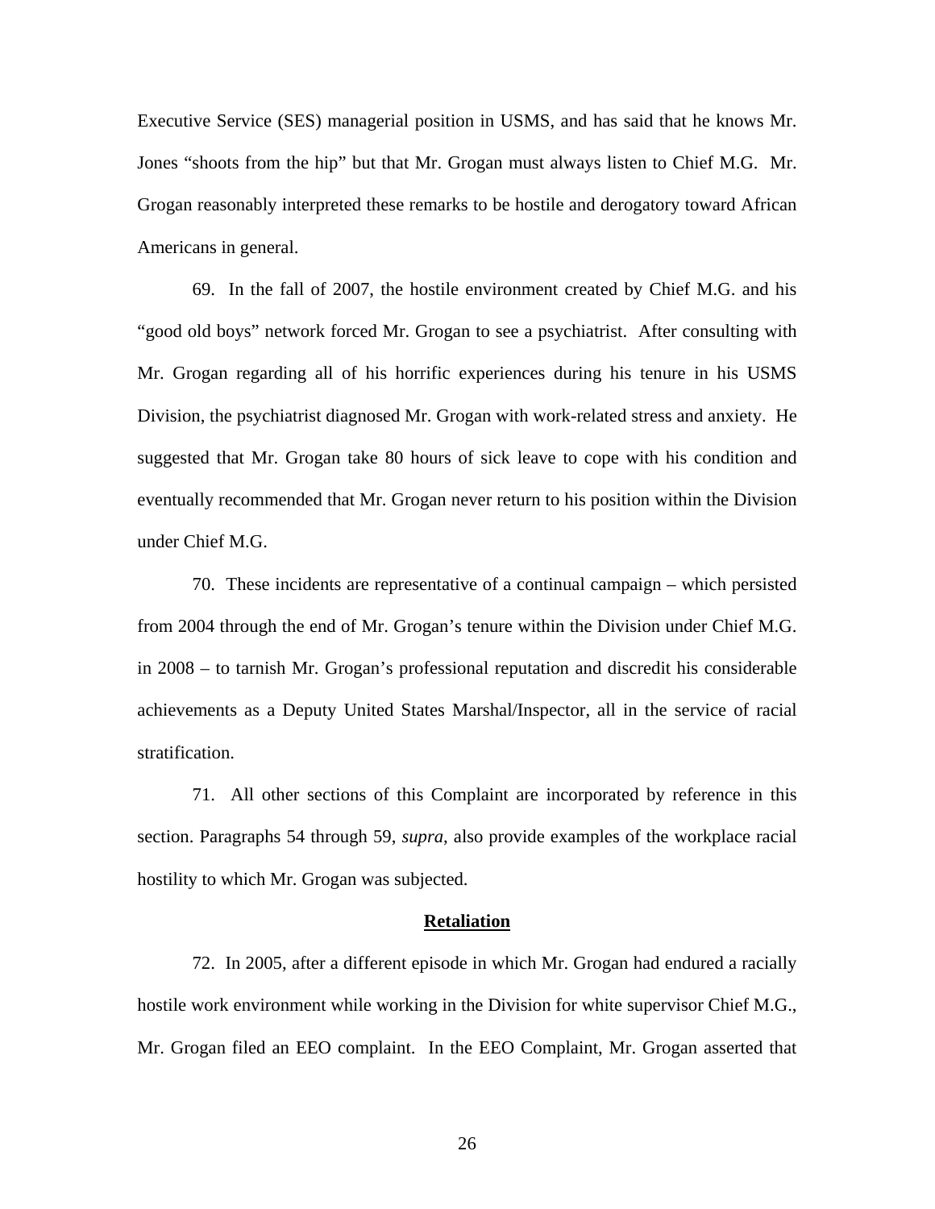Executive Service (SES) managerial position in USMS, and has said that he knows Mr. Jones "shoots from the hip" but that Mr. Grogan must always listen to Chief M.G. Mr. Grogan reasonably interpreted these remarks to be hostile and derogatory toward African Americans in general.

69. In the fall of 2007, the hostile environment created by Chief M.G. and his "good old boys" network forced Mr. Grogan to see a psychiatrist. After consulting with Mr. Grogan regarding all of his horrific experiences during his tenure in his USMS Division, the psychiatrist diagnosed Mr. Grogan with work-related stress and anxiety. He suggested that Mr. Grogan take 80 hours of sick leave to cope with his condition and eventually recommended that Mr. Grogan never return to his position within the Division under Chief M.G.

70. These incidents are representative of a continual campaign – which persisted from 2004 through the end of Mr. Grogan's tenure within the Division under Chief M.G. in 2008 – to tarnish Mr. Grogan's professional reputation and discredit his considerable achievements as a Deputy United States Marshal/Inspector, all in the service of racial stratification.

71. All other sections of this Complaint are incorporated by reference in this section. Paragraphs 54 through 59, *supra*, also provide examples of the workplace racial hostility to which Mr. Grogan was subjected.

**Retaliation**

72. In 2005, after a different episode in which Mr. Grogan had endured a racially hostile work environment while working in the Division for white supervisor Chief M.G., Mr. Grogan filed an EEO complaint. In the EEO Complaint, Mr. Grogan asserted that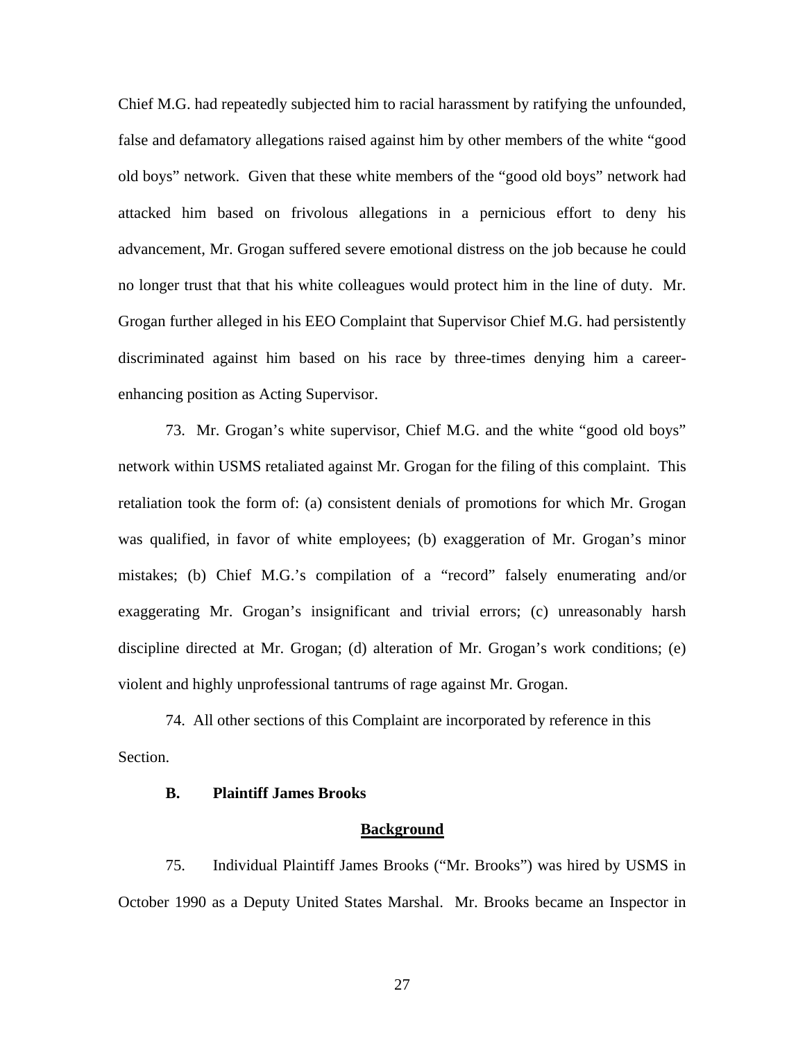Chief M.G. had repeatedly subjected him to racial harassment by ratifying the unfounded, false and defamatory allegations raised against him by other members of the white "good old boys" network. Given that these white members of the "good old boys" network had attacked him based on frivolous allegations in a pernicious effort to deny his advancement, Mr. Grogan suffered severe emotional distress on the job because he could no longer trust that that his white colleagues would protect him in the line of duty. Mr. Grogan further alleged in his EEO Complaint that Supervisor Chief M.G. had persistently discriminated against him based on his race by three-times denying him a career-enhancing position as Acting Supervisor.

73. Mr. Grogan's white supervisor, Chief M.G. and the white "good old boys" network within USMS retaliated against Mr. Grogan for the filing of this complaint. This retaliation took the form of: (a) consistent denials of promotions for which Mr. Grogan was qualified, in favor of white employees; (b) exaggeration of Mr. Grogan's minor mistakes; (b) Chief M.G.'s compilation of a "record" falsely enumerating and/or exaggerating Mr. Grogan's insignificant and trivial errors; (c) unreasonably harsh discipline directed at Mr. Grogan; (d) alteration of Mr. Grogan's work conditions; (e) violent and highly unprofessional tantrums of rage against Mr. Grogan.

74. All other sections of this Complaint are incorporated by reference in this Section.

### B. Plaintiff James Brooks

**Background**

75. Individual Plaintiff James Brooks ("Mr. Brooks") was hired by USMS in October 1990 as a Deputy United States Marshal. Mr. Brooks became an Inspector in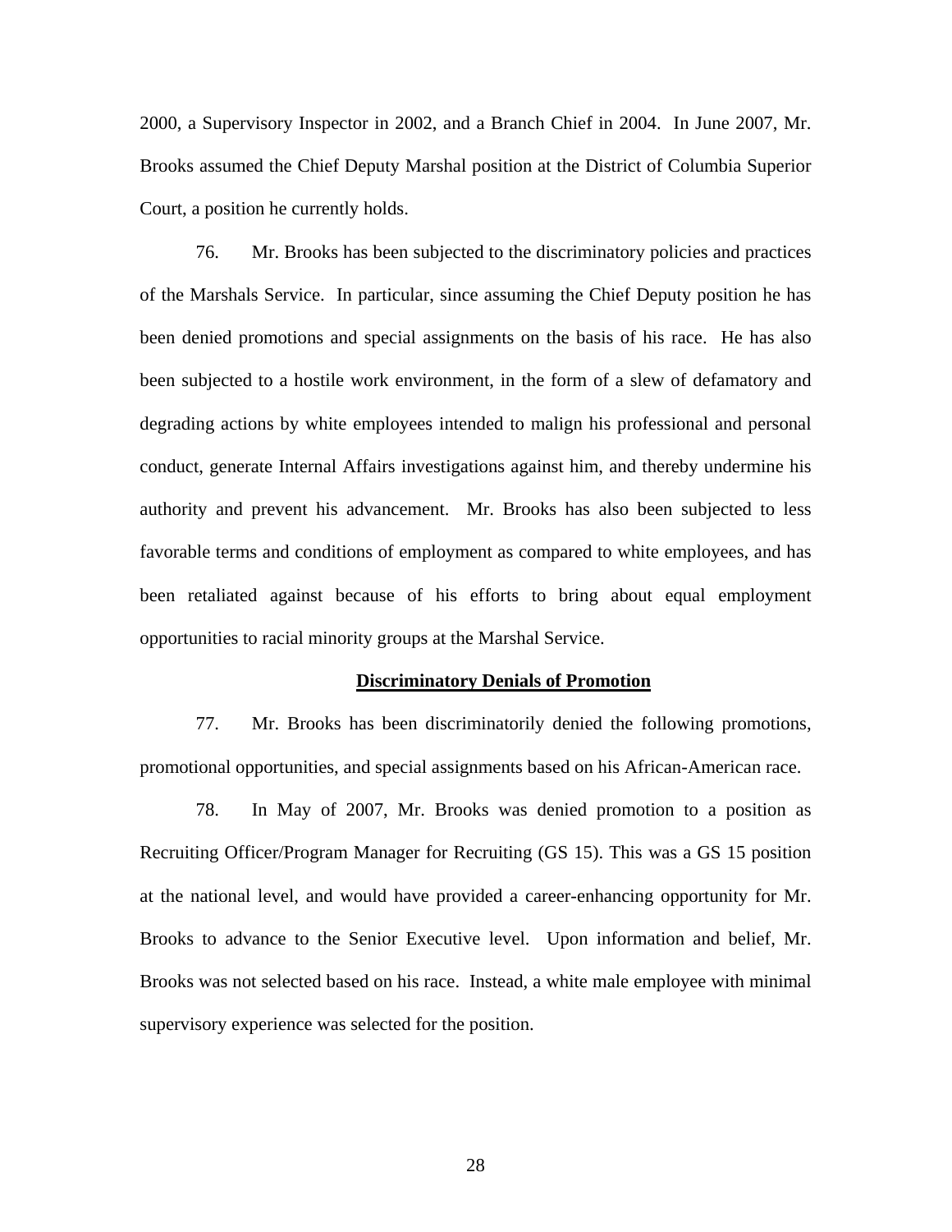2000, a Supervisory Inspector in 2002, and a Branch Chief in 2004. In June 2007, Mr. Brooks assumed the Chief Deputy Marshal position at the District of Columbia Superior Court, a position he currently holds.

76. Mr. Brooks has been subjected to the discriminatory policies and practices of the Marshals Service. In particular, since assuming the Chief Deputy position he has been denied promotions and special assignments on the basis of his race. He has also been subjected to a hostile work environment, in the form of a slew of defamatory and degrading actions by white employees intended to malign his professional and personal conduct, generate Internal Affairs investigations against him, and thereby undermine his authority and prevent his advancement. Mr. Brooks has also been subjected to less favorable terms and conditions of employment as compared to white employees, and has been retaliated against because of his efforts to bring about equal employment opportunities to racial minority groups at the Marshal Service.

**Discriminatory Denials of Promotion**

77. Mr. Brooks has been discriminatorily denied the following promotions, promotional opportunities, and special assignments based on his African-American race.

78. In May of 2007, Mr. Brooks was denied promotion to a position as Recruiting Officer/Program Manager for Recruiting (GS 15). This was a GS 15 position at the national level, and would have provided a career-enhancing opportunity for Mr. Brooks to advance to the Senior Executive level. Upon information and belief, Mr. Brooks was not selected based on his race. Instead, a white male employee with minimal supervisory experience was selected for the position.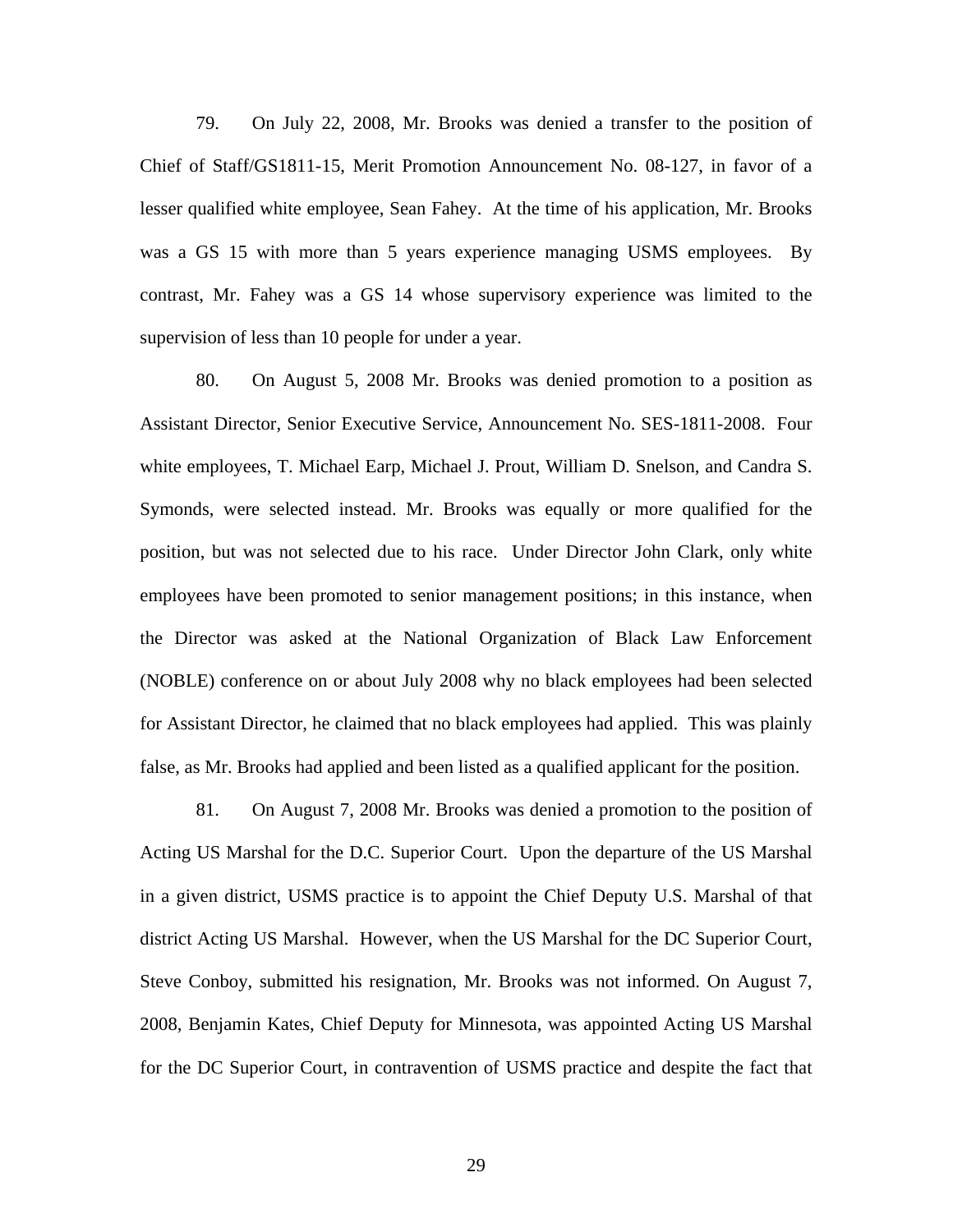79. On July 22, 2008, Mr. Brooks was denied a transfer to the position of Chief of Staff/GS1811-15, Merit Promotion Announcement No. 08-127, in favor of a lesser qualified white employee, Sean Fahey. At the time of his application, Mr. Brooks was a GS 15 with more than 5 years experience managing USMS employees. By contrast, Mr. Fahey was a GS 14 whose supervisory experience was limited to the supervision of less than 10 people for under a year.

80. On August 5, 2008 Mr. Brooks was denied promotion to a position as Assistant Director, Senior Executive Service, Announcement No. SES-1811-2008. Four white employees, T. Michael Earp, Michael J. Prout, William D. Snelson, and Candra S. Symonds, were selected instead. Mr. Brooks was equally or more qualified for the position, but was not selected due to his race. Under Director John Clark, only white employees have been promoted to senior management positions; in this instance, when the Director was asked at the National Organization of Black Law Enforcement (NOBLE) conference on or about July 2008 why no black employees had been selected for Assistant Director, he claimed that no black employees had applied. This was plainly false, as Mr. Brooks had applied and been listed as a qualified applicant for the position.

81. On August 7, 2008 Mr. Brooks was denied a promotion to the position of Acting US Marshal for the D.C. Superior Court. Upon the departure of the US Marshal in a given district, USMS practice is to appoint the Chief Deputy U.S. Marshal of that district Acting US Marshal. However, when the US Marshal for the DC Superior Court, Steve Conboy, submitted his resignation, Mr. Brooks was not informed. On August 7, 2008, Benjamin Kates, Chief Deputy for Minnesota, was appointed Acting US Marshal for the DC Superior Court, in contravention of USMS practice and despite the fact that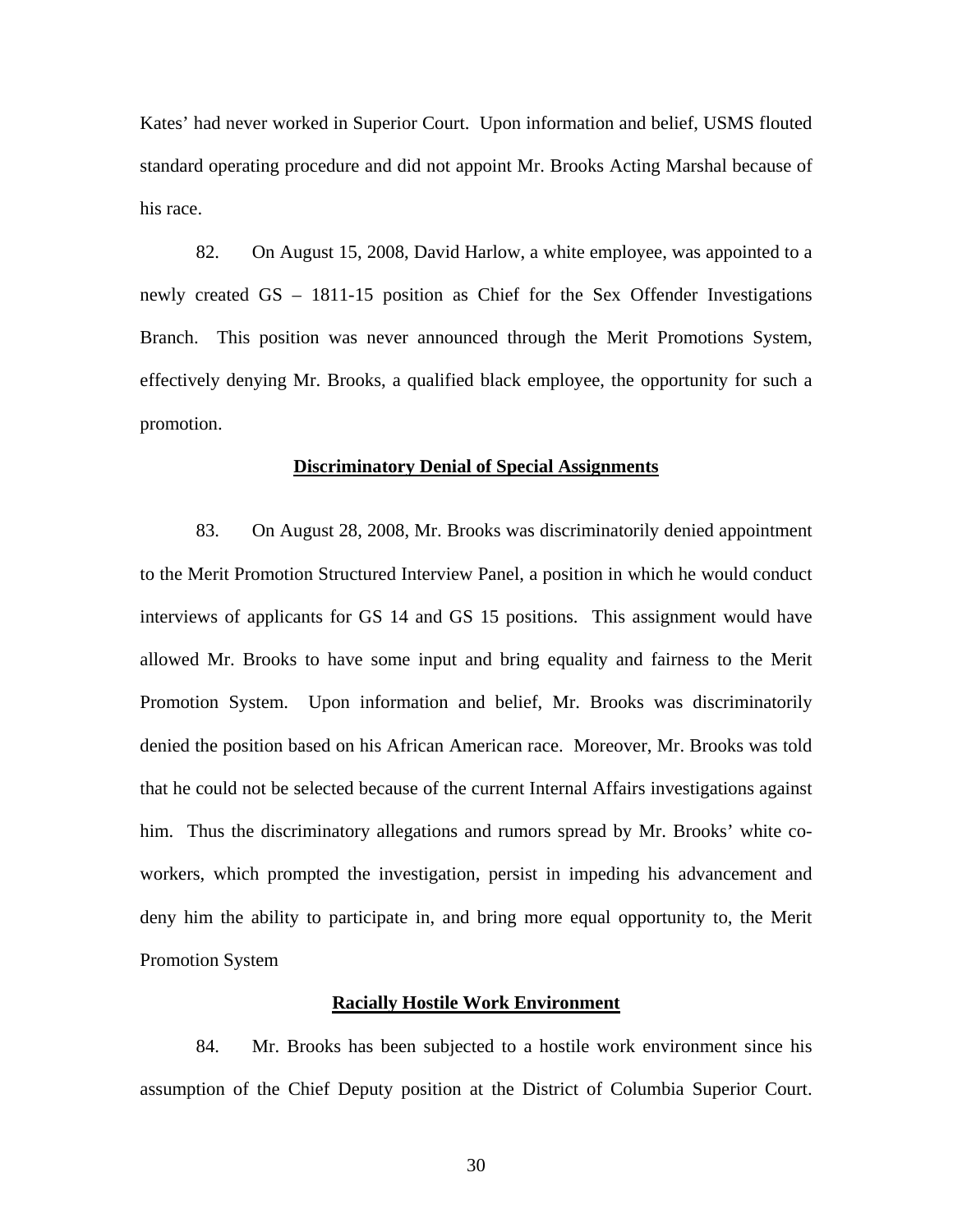Kates' had never worked in Superior Court. Upon information and belief, USMS flouted standard operating procedure and did not appoint Mr. Brooks Acting Marshal because of his race.

82. On August 15, 2008, David Harlow, a white employee, was appointed to a newly created GS – 1811-15 position as Chief for the Sex Offender Investigations Branch. This position was never announced through the Merit Promotions System, effectively denying Mr. Brooks, a qualified black employee, the opportunity for such a promotion.

**Discriminatory Denial of Special Assignments**

83. On August 28, 2008, Mr. Brooks was discriminatorily denied appointment to the Merit Promotion Structured Interview Panel, a position in which he would conduct interviews of applicants for GS 14 and GS 15 positions. This assignment would have allowed Mr. Brooks to have some input and bring equality and fairness to the Merit Promotion System. Upon information and belief, Mr. Brooks was discriminatorily denied the position based on his African American race. Moreover, Mr. Brooks was told that he could not be selected because of the current Internal Affairs investigations against him. Thus the discriminatory allegations and rumors spread by Mr. Brooks' white co-workers, which prompted the investigation, persist in impeding his advancement and deny him the ability to participate in, and bring more equal opportunity to, the Merit Promotion System

**Racially Hostile Work Environment**

84. Mr. Brooks has been subjected to a hostile work environment since his assumption of the Chief Deputy position at the District of Columbia Superior Court.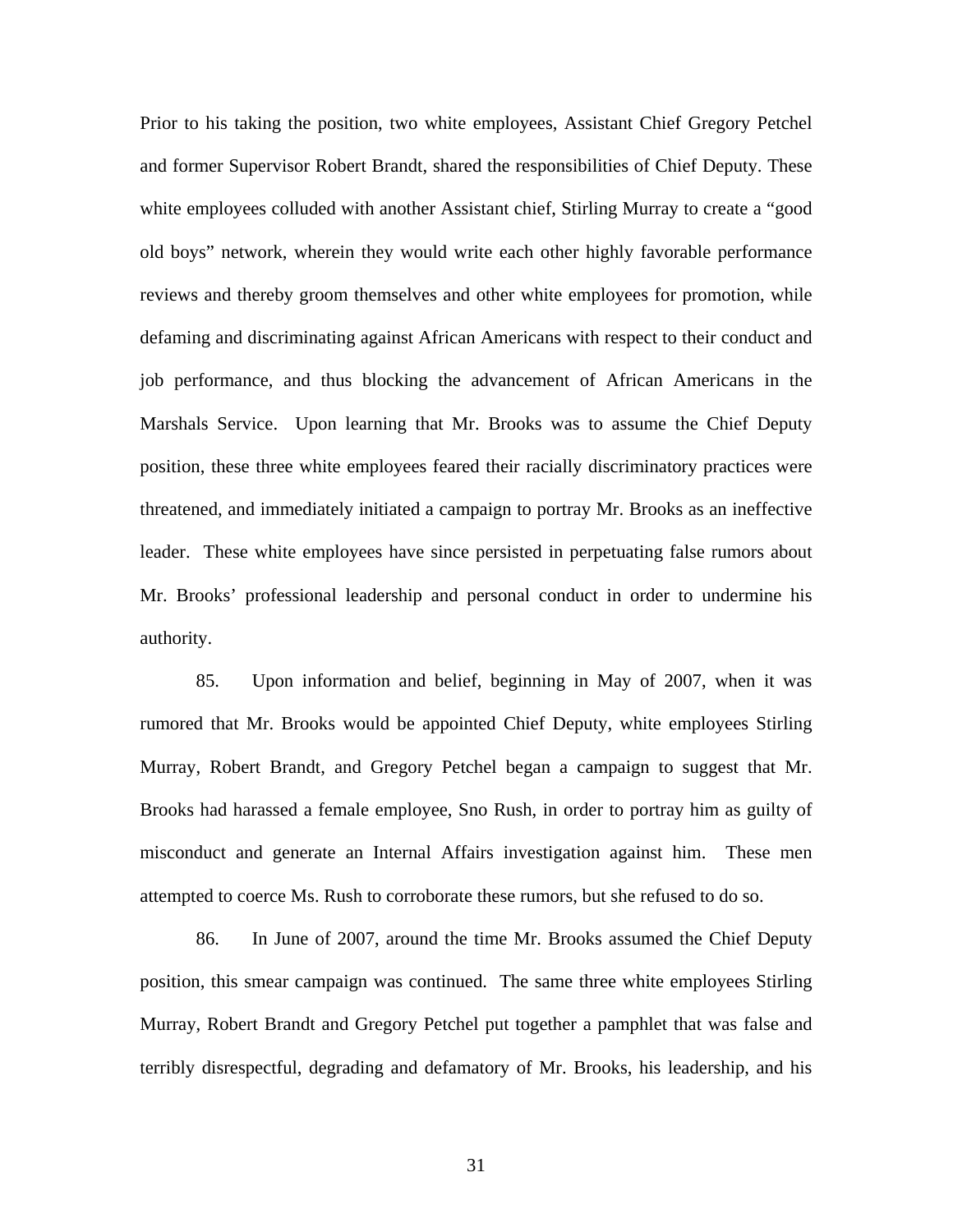Prior to his taking the position, two white employees, Assistant Chief Gregory Petchel and former Supervisor Robert Brandt, shared the responsibilities of Chief Deputy. These white employees colluded with another Assistant chief, Stirling Murray to create a "good old boys" network, wherein they would write each other highly favorable performance reviews and thereby groom themselves and other white employees for promotion, while defaming and discriminating against African Americans with respect to their conduct and job performance, and thus blocking the advancement of African Americans in the Marshals Service. Upon learning that Mr. Brooks was to assume the Chief Deputy position, these three white employees feared their racially discriminatory practices were threatened, and immediately initiated a campaign to portray Mr. Brooks as an ineffective leader. These white employees have since persisted in perpetuating false rumors about Mr. Brooks' professional leadership and personal conduct in order to undermine his authority.

85. Upon information and belief, beginning in May of 2007, when it was rumored that Mr. Brooks would be appointed Chief Deputy, white employees Stirling Murray, Robert Brandt, and Gregory Petchel began a campaign to suggest that Mr. Brooks had harassed a female employee, Sno Rush, in order to portray him as guilty of misconduct and generate an Internal Affairs investigation against him. These men attempted to coerce Ms. Rush to corroborate these rumors, but she refused to do so.

86. In June of 2007, around the time Mr. Brooks assumed the Chief Deputy position, this smear campaign was continued. The same three white employees Stirling Murray, Robert Brandt and Gregory Petchel put together a pamphlet that was false and terribly disrespectful, degrading and defamatory of Mr. Brooks, his leadership, and his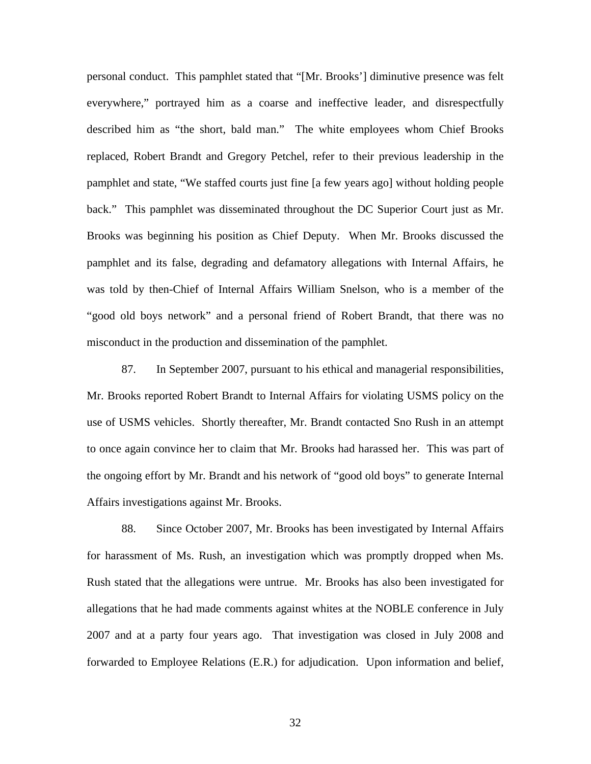personal conduct. This pamphlet stated that "[Mr. Brooks'] diminutive presence was felt everywhere," portrayed him as a coarse and ineffective leader, and disrespectfully described him as "the short, bald man." The white employees whom Chief Brooks replaced, Robert Brandt and Gregory Petchel, refer to their previous leadership in the pamphlet and state, "We staffed courts just fine [a few years ago] without holding people back." This pamphlet was disseminated throughout the DC Superior Court just as Mr. Brooks was beginning his position as Chief Deputy. When Mr. Brooks discussed the pamphlet and its false, degrading and defamatory allegations with Internal Affairs, he was told by then-Chief of Internal Affairs William Snelson, who is a member of the "good old boys network" and a personal friend of Robert Brandt, that there was no misconduct in the production and dissemination of the pamphlet.

87. In September 2007, pursuant to his ethical and managerial responsibilities, Mr. Brooks reported Robert Brandt to Internal Affairs for violating USMS policy on the use of USMS vehicles. Shortly thereafter, Mr. Brandt contacted Sno Rush in an attempt to once again convince her to claim that Mr. Brooks had harassed her. This was part of the ongoing effort by Mr. Brandt and his network of "good old boys" to generate Internal Affairs investigations against Mr. Brooks.

88. Since October 2007, Mr. Brooks has been investigated by Internal Affairs for harassment of Ms. Rush, an investigation which was promptly dropped when Ms. Rush stated that the allegations were untrue. Mr. Brooks has also been investigated for allegations that he had made comments against whites at the NOBLE conference in July 2007 and at a party four years ago. That investigation was closed in July 2008 and forwarded to Employee Relations (E.R.) for adjudication. Upon information and belief,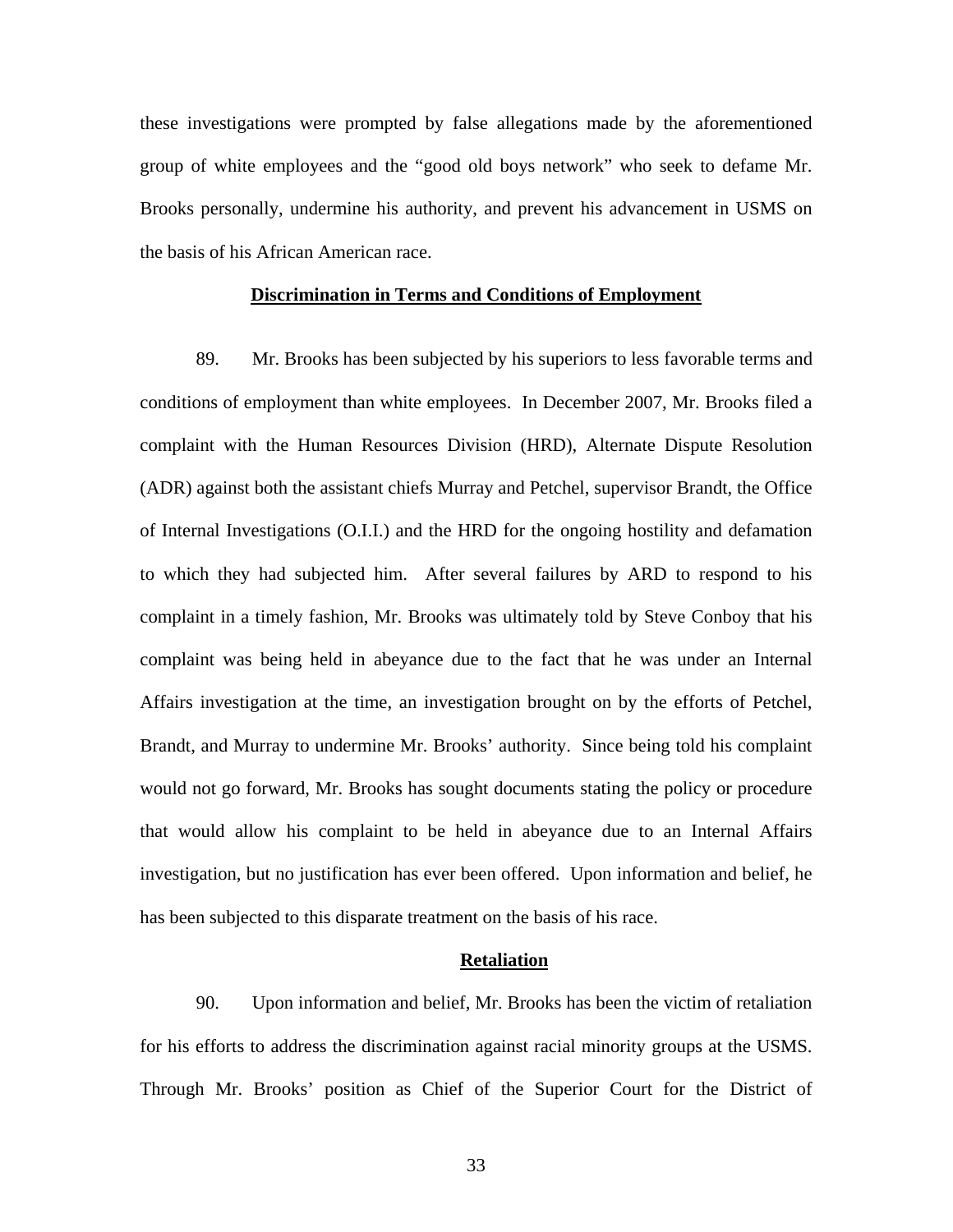these investigations were prompted by false allegations made by the aforementioned group of white employees and the "good old boys network" who seek to defame Mr. Brooks personally, undermine his authority, and prevent his advancement in USMS on the basis of his African American race.

**Discrimination in Terms and Conditions of Employment**

89. Mr. Brooks has been subjected by his superiors to less favorable terms and conditions of employment than white employees. In December 2007, Mr. Brooks filed a complaint with the Human Resources Division (HRD), Alternate Dispute Resolution (ADR) against both the assistant chiefs Murray and Petchel, supervisor Brandt, the Office of Internal Investigations (O.I.I.) and the HRD for the ongoing hostility and defamation to which they had subjected him. After several failures by ARD to respond to his complaint in a timely fashion, Mr. Brooks was ultimately told by Steve Conboy that his complaint was being held in abeyance due to the fact that he was under an Internal Affairs investigation at the time, an investigation brought on by the efforts of Petchel, Brandt, and Murray to undermine Mr. Brooks' authority. Since being told his complaint would not go forward, Mr. Brooks has sought documents stating the policy or procedure that would allow his complaint to be held in abeyance due to an Internal Affairs investigation, but no justification has ever been offered. Upon information and belief, he has been subjected to this disparate treatment on the basis of his race.

**Retaliation**

90. Upon information and belief, Mr. Brooks has been the victim of retaliation for his efforts to address the discrimination against racial minority groups at the USMS. Through Mr. Brooks' position as Chief of the Superior Court for the District of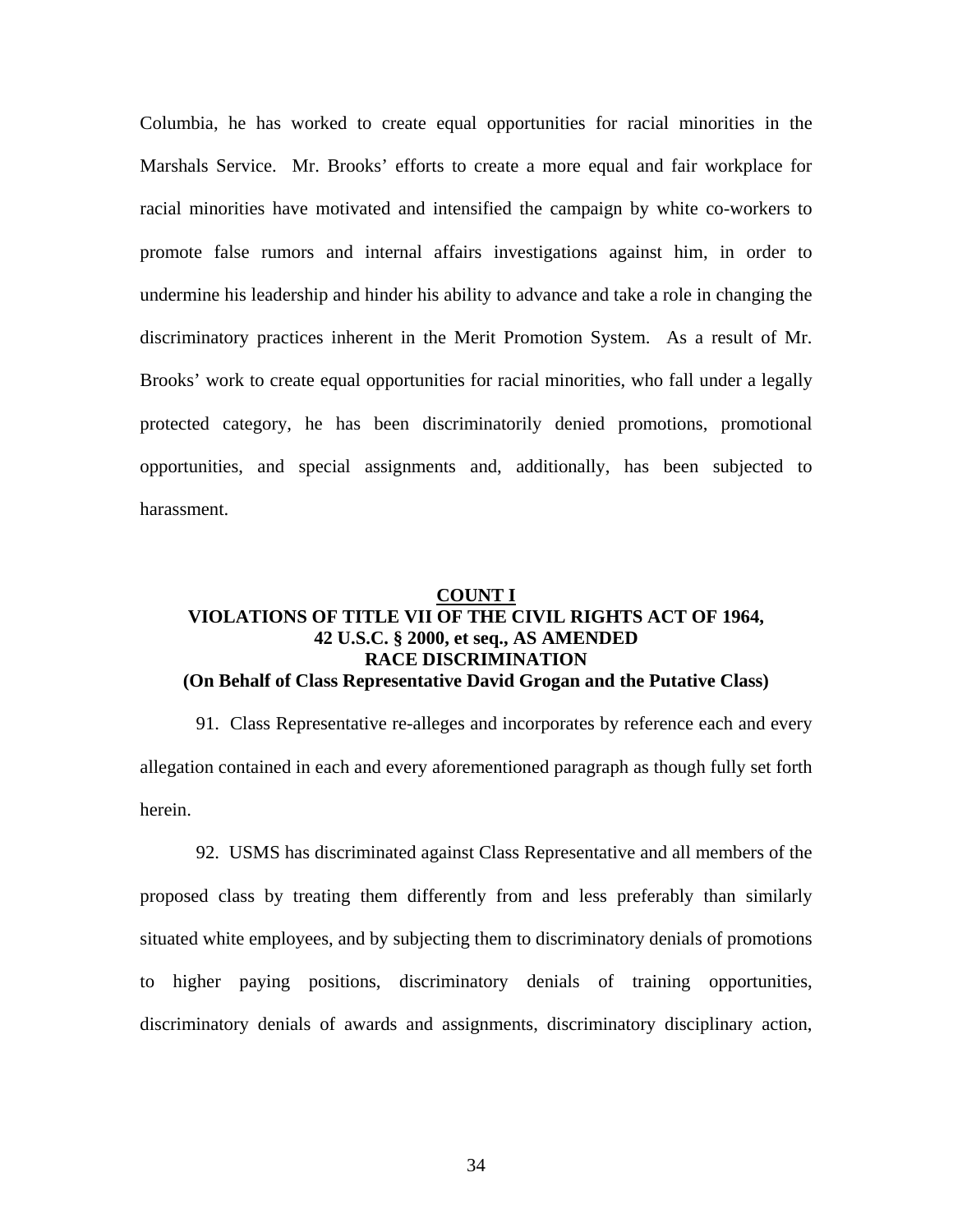Columbia, he has worked to create equal opportunities for racial minorities in the Marshals Service. Mr. Brooks' efforts to create a more equal and fair workplace for racial minorities have motivated and intensified the campaign by white co-workers to promote false rumors and internal affairs investigations against him, in order to undermine his leadership and hinder his ability to advance and take a role in changing the discriminatory practices inherent in the Merit Promotion System. As a result of Mr. Brooks' work to create equal opportunities for racial minorities, who fall under a legally protected category, he has been discriminatorily denied promotions, promotional opportunities, and special assignments and, additionally, has been subjected to harassment.

## COUNT I
## VIOLATIONS OF TITLE VII OF THE CIVIL RIGHTS ACT OF 1964, 42 U.S.C. § 2000, et seq., AS AMENDED RACE DISCRIMINATION
## (On Behalf of Class Representative David Grogan and the Putative Class)

91. Class Representative re-alleges and incorporates by reference each and every allegation contained in each and every aforementioned paragraph as though fully set forth herein.

92. USMS has discriminated against Class Representative and all members of the proposed class by treating them differently from and less preferably than similarly situated white employees, and by subjecting them to discriminatory denials of promotions to higher paying positions, discriminatory denials of training opportunities, discriminatory denials of awards and assignments, discriminatory disciplinary action,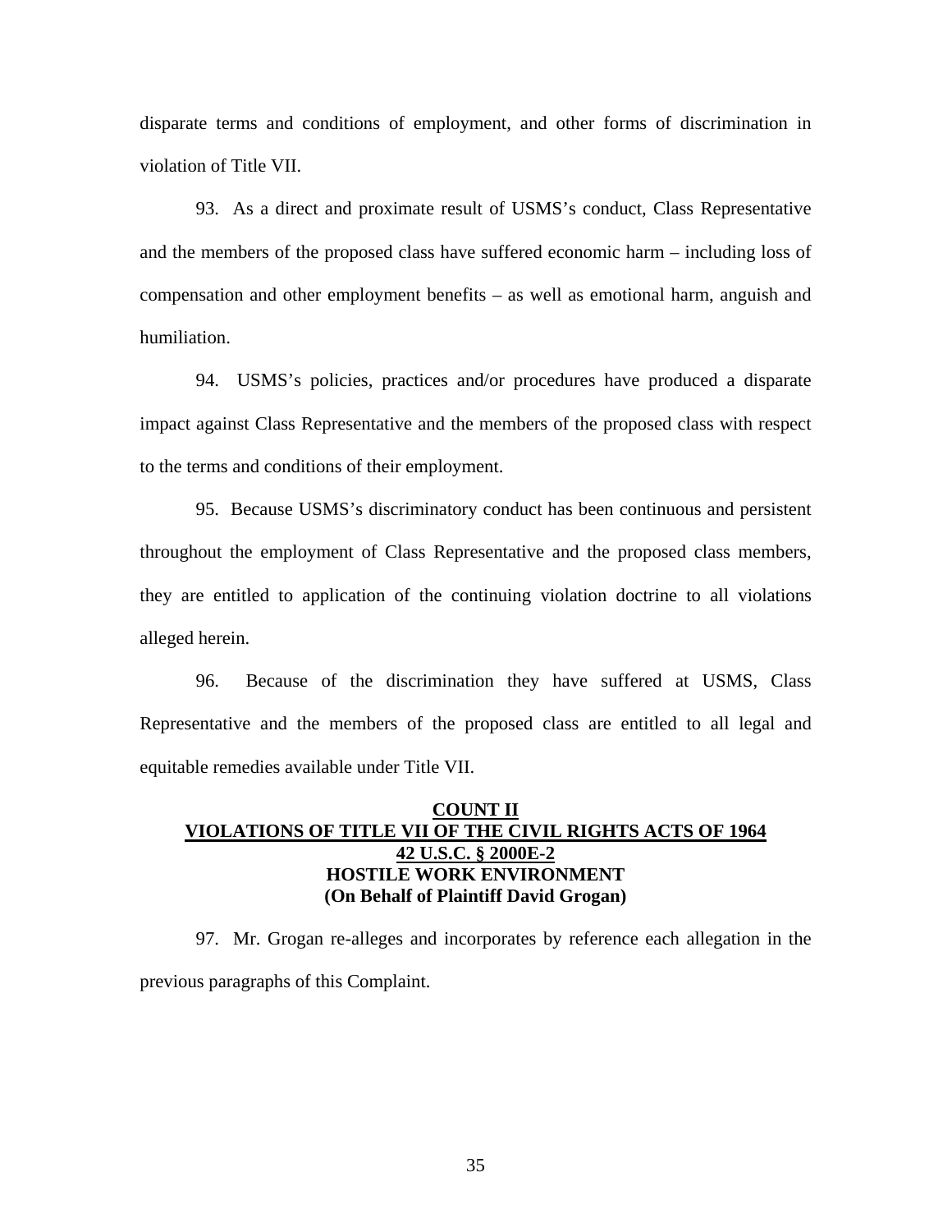disparate terms and conditions of employment, and other forms of discrimination in violation of Title VII.

93. As a direct and proximate result of USMS's conduct, Class Representative and the members of the proposed class have suffered economic harm – including loss of compensation and other employment benefits – as well as emotional harm, anguish and humiliation.

94. USMS's policies, practices and/or procedures have produced a disparate impact against Class Representative and the members of the proposed class with respect to the terms and conditions of their employment.

95. Because USMS's discriminatory conduct has been continuous and persistent throughout the employment of Class Representative and the proposed class members, they are entitled to application of the continuing violation doctrine to all violations alleged herein.

96. Because of the discrimination they have suffered at USMS, Class Representative and the members of the proposed class are entitled to all legal and equitable remedies available under Title VII.

**COUNT II**
**VIOLATIONS OF TITLE VII OF THE CIVIL RIGHTS ACTS OF 1964**
**42 U.S.C. § 2000E-2**
**HOSTILE WORK ENVIRONMENT**
**(On Behalf of Plaintiff David Grogan)**

97. Mr. Grogan re-alleges and incorporates by reference each allegation in the previous paragraphs of this Complaint.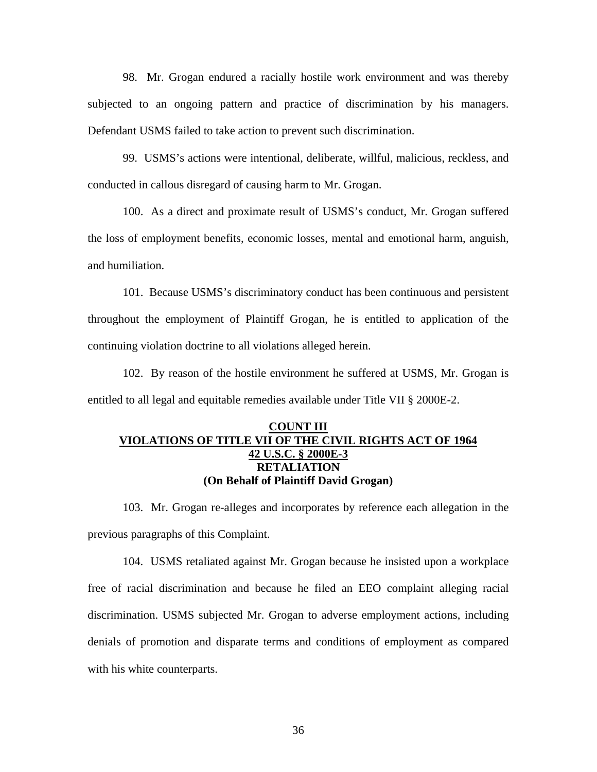98. Mr. Grogan endured a racially hostile work environment and was thereby subjected to an ongoing pattern and practice of discrimination by his managers. Defendant USMS failed to take action to prevent such discrimination.

99. USMS's actions were intentional, deliberate, willful, malicious, reckless, and conducted in callous disregard of causing harm to Mr. Grogan.

100. As a direct and proximate result of USMS's conduct, Mr. Grogan suffered the loss of employment benefits, economic losses, mental and emotional harm, anguish, and humiliation.

101. Because USMS's discriminatory conduct has been continuous and persistent throughout the employment of Plaintiff Grogan, he is entitled to application of the continuing violation doctrine to all violations alleged herein.

102. By reason of the hostile environment he suffered at USMS, Mr. Grogan is entitled to all legal and equitable remedies available under Title VII § 2000E-2.

**COUNT III**
**VIOLATIONS OF TITLE VII OF THE CIVIL RIGHTS ACT OF 1964**
**42 U.S.C. § 2000E-3**
**RETALIATION**
**(On Behalf of Plaintiff David Grogan)**

103. Mr. Grogan re-alleges and incorporates by reference each allegation in the previous paragraphs of this Complaint.

104. USMS retaliated against Mr. Grogan because he insisted upon a workplace free of racial discrimination and because he filed an EEO complaint alleging racial discrimination. USMS subjected Mr. Grogan to adverse employment actions, including denials of promotion and disparate terms and conditions of employment as compared with his white counterparts.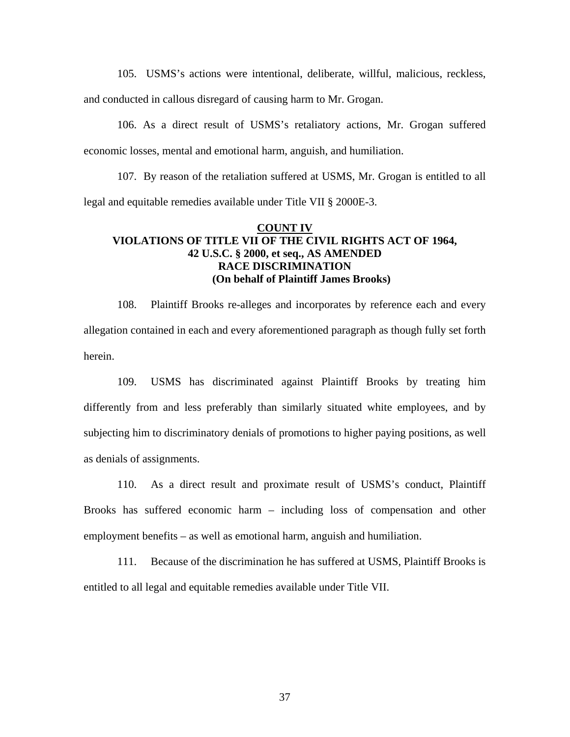105. USMS's actions were intentional, deliberate, willful, malicious, reckless, and conducted in callous disregard of causing harm to Mr. Grogan.

106. As a direct result of USMS's retaliatory actions, Mr. Grogan suffered economic losses, mental and emotional harm, anguish, and humiliation.

107. By reason of the retaliation suffered at USMS, Mr. Grogan is entitled to all legal and equitable remedies available under Title VII § 2000E-3.

**COUNT IV**
**VIOLATIONS OF TITLE VII OF THE CIVIL RIGHTS ACT OF 1964, 42 U.S.C. § 2000, et seq., AS AMENDED**
**RACE DISCRIMINATION**
**(On behalf of Plaintiff James Brooks)**

108. Plaintiff Brooks re-alleges and incorporates by reference each and every allegation contained in each and every aforementioned paragraph as though fully set forth herein.

109. USMS has discriminated against Plaintiff Brooks by treating him differently from and less preferably than similarly situated white employees, and by subjecting him to discriminatory denials of promotions to higher paying positions, as well as denials of assignments.

110. As a direct result and proximate result of USMS's conduct, Plaintiff Brooks has suffered economic harm – including loss of compensation and other employment benefits – as well as emotional harm, anguish and humiliation.

111. Because of the discrimination he has suffered at USMS, Plaintiff Brooks is entitled to all legal and equitable remedies available under Title VII.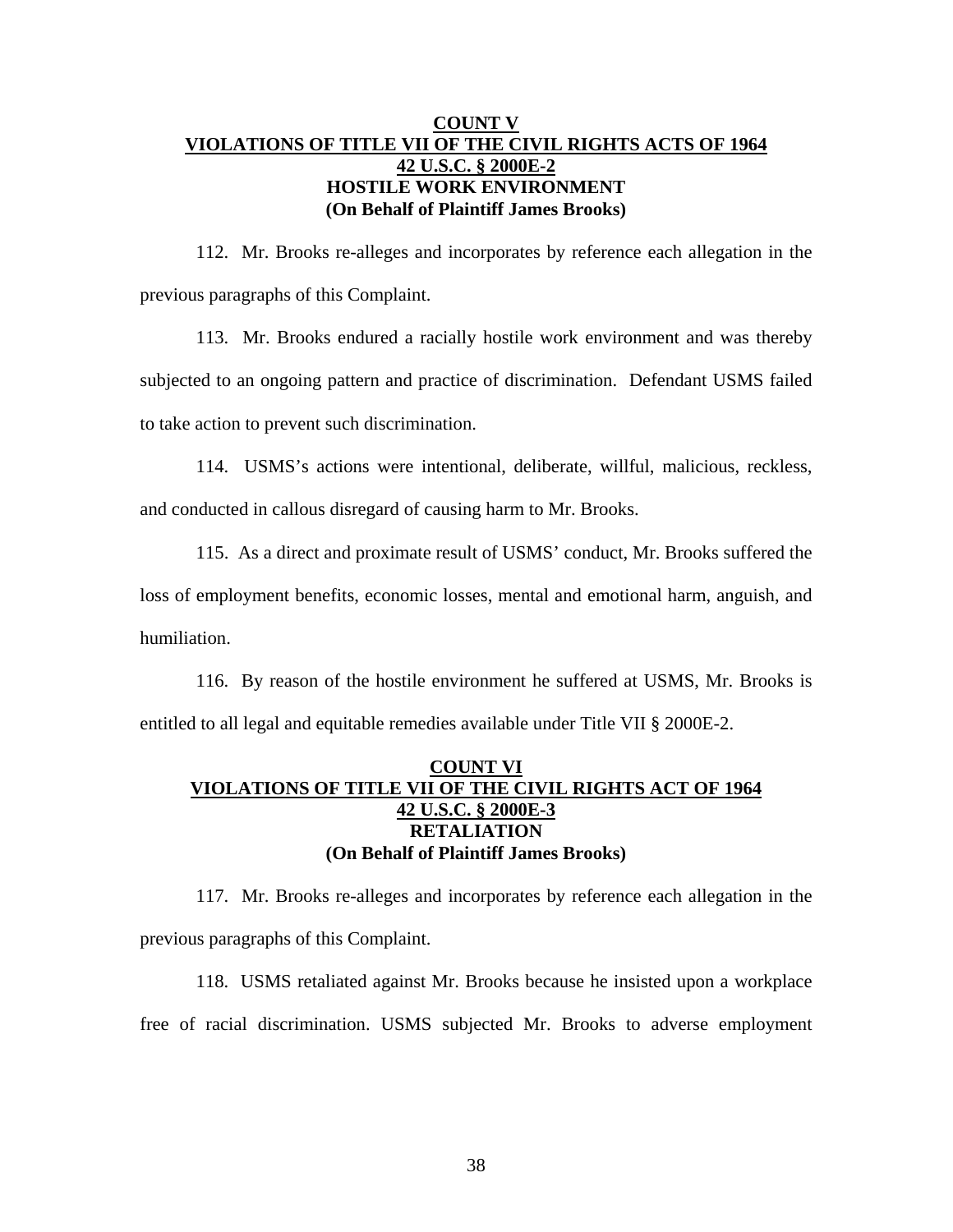**COUNT V**
**VIOLATIONS OF TITLE VII OF THE CIVIL RIGHTS ACTS OF 1964**
**42 U.S.C. § 2000E-2**
**HOSTILE WORK ENVIRONMENT**
**(On Behalf of Plaintiff James Brooks)**

112. Mr. Brooks re-alleges and incorporates by reference each allegation in the previous paragraphs of this Complaint.

113. Mr. Brooks endured a racially hostile work environment and was thereby subjected to an ongoing pattern and practice of discrimination. Defendant USMS failed to take action to prevent such discrimination.

114. USMS's actions were intentional, deliberate, willful, malicious, reckless, and conducted in callous disregard of causing harm to Mr. Brooks.

115. As a direct and proximate result of USMS' conduct, Mr. Brooks suffered the loss of employment benefits, economic losses, mental and emotional harm, anguish, and humiliation.

116. By reason of the hostile environment he suffered at USMS, Mr. Brooks is entitled to all legal and equitable remedies available under Title VII § 2000E-2.

**COUNT VI**
**VIOLATIONS OF TITLE VII OF THE CIVIL RIGHTS ACT OF 1964**
**42 U.S.C. § 2000E-3**
**RETALIATION**
**(On Behalf of Plaintiff James Brooks)**

117. Mr. Brooks re-alleges and incorporates by reference each allegation in the previous paragraphs of this Complaint.

118. USMS retaliated against Mr. Brooks because he insisted upon a workplace free of racial discrimination. USMS subjected Mr. Brooks to adverse employment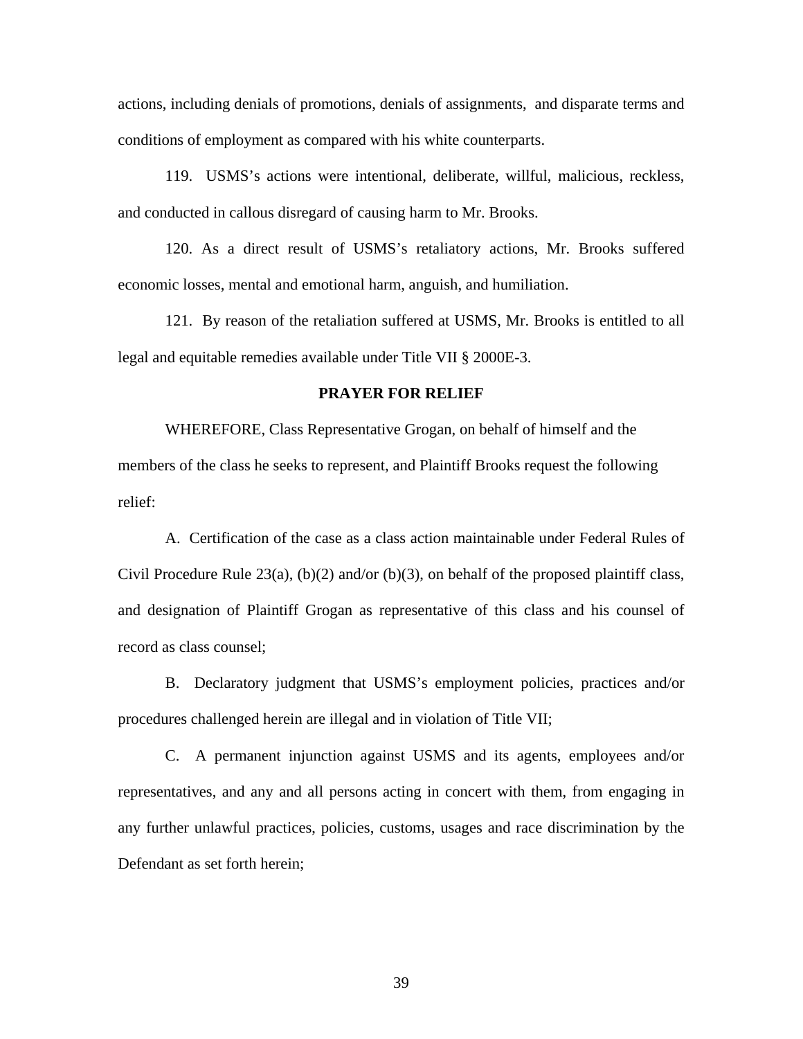actions, including denials of promotions, denials of assignments, and disparate terms and conditions of employment as compared with his white counterparts.

119. USMS's actions were intentional, deliberate, willful, malicious, reckless, and conducted in callous disregard of causing harm to Mr. Brooks.

120. As a direct result of USMS's retaliatory actions, Mr. Brooks suffered economic losses, mental and emotional harm, anguish, and humiliation.

121. By reason of the retaliation suffered at USMS, Mr. Brooks is entitled to all legal and equitable remedies available under Title VII § 2000E-3.

## PRAYER FOR RELIEF

WHEREFORE, Class Representative Grogan, on behalf of himself and the members of the class he seeks to represent, and Plaintiff Brooks request the following relief:

A. Certification of the case as a class action maintainable under Federal Rules of Civil Procedure Rule 23(a), (b)(2) and/or (b)(3), on behalf of the proposed plaintiff class, and designation of Plaintiff Grogan as representative of this class and his counsel of record as class counsel;

B. Declaratory judgment that USMS's employment policies, practices and/or procedures challenged herein are illegal and in violation of Title VII;

C. A permanent injunction against USMS and its agents, employees and/or representatives, and any and all persons acting in concert with them, from engaging in any further unlawful practices, policies, customs, usages and race discrimination by the Defendant as set forth herein;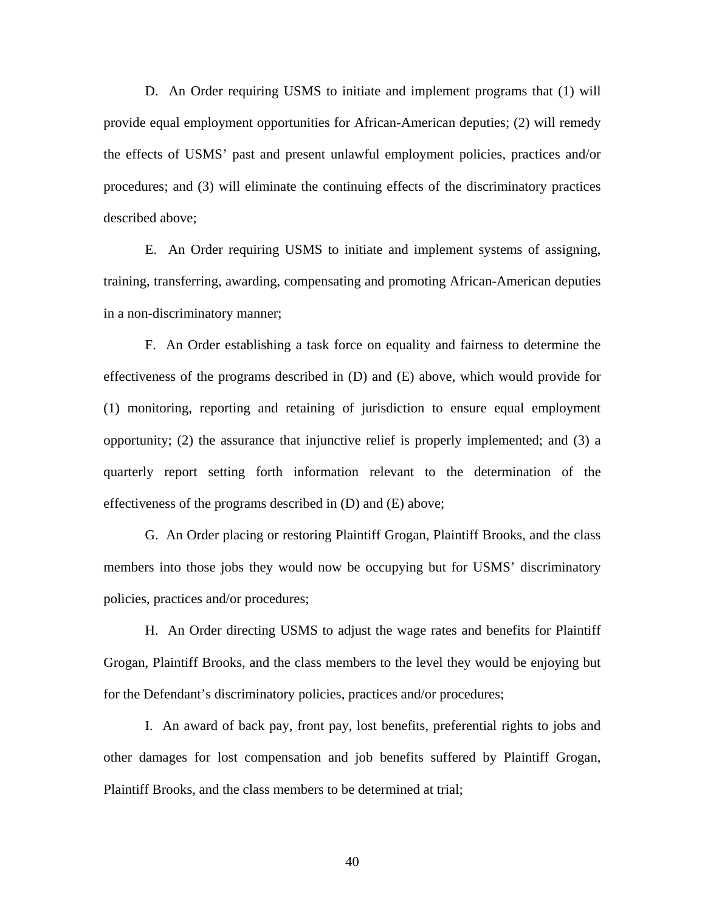D. An Order requiring USMS to initiate and implement programs that (1) will provide equal employment opportunities for African-American deputies; (2) will remedy the effects of USMS' past and present unlawful employment policies, practices and/or procedures; and (3) will eliminate the continuing effects of the discriminatory practices described above;

E. An Order requiring USMS to initiate and implement systems of assigning, training, transferring, awarding, compensating and promoting African-American deputies in a non-discriminatory manner;

F. An Order establishing a task force on equality and fairness to determine the effectiveness of the programs described in (D) and (E) above, which would provide for (1) monitoring, reporting and retaining of jurisdiction to ensure equal employment opportunity; (2) the assurance that injunctive relief is properly implemented; and (3) a quarterly report setting forth information relevant to the determination of the effectiveness of the programs described in (D) and (E) above;

G. An Order placing or restoring Plaintiff Grogan, Plaintiff Brooks, and the class members into those jobs they would now be occupying but for USMS' discriminatory policies, practices and/or procedures;

H. An Order directing USMS to adjust the wage rates and benefits for Plaintiff Grogan, Plaintiff Brooks, and the class members to the level they would be enjoying but for the Defendant's discriminatory policies, practices and/or procedures;

I. An award of back pay, front pay, lost benefits, preferential rights to jobs and other damages for lost compensation and job benefits suffered by Plaintiff Grogan, Plaintiff Brooks, and the class members to be determined at trial;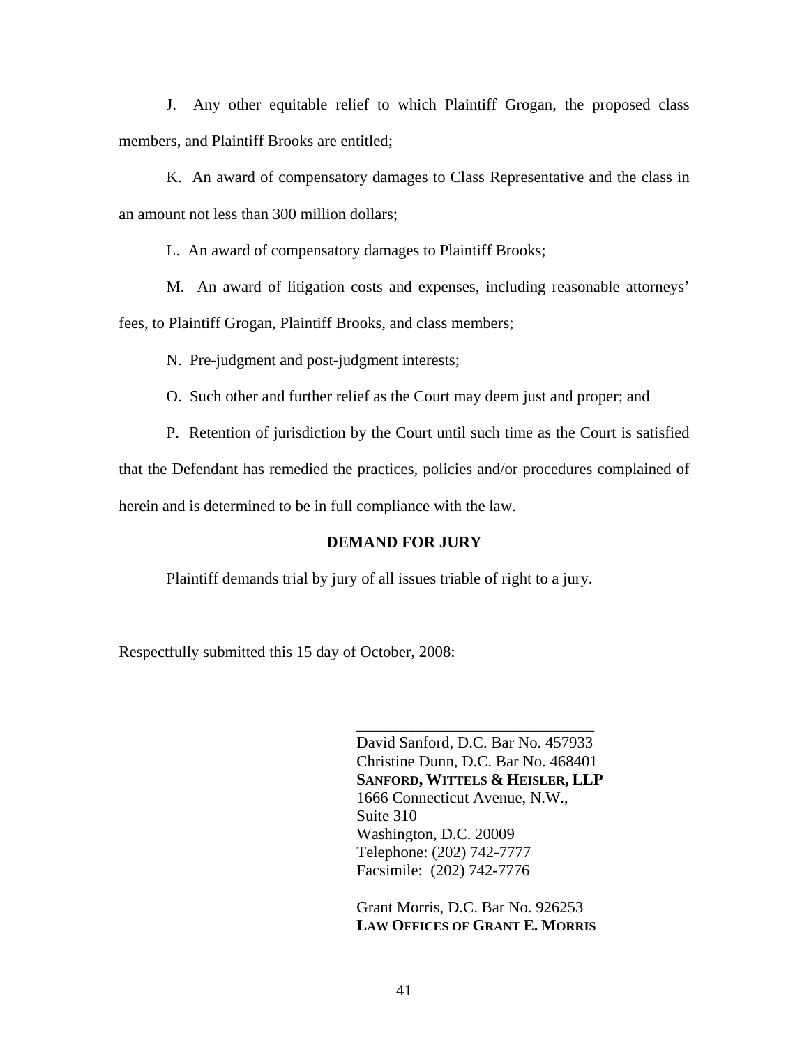J. Any other equitable relief to which Plaintiff Grogan, the proposed class members, and Plaintiff Brooks are entitled;

K. An award of compensatory damages to Class Representative and the class in an amount not less than 300 million dollars;

L. An award of compensatory damages to Plaintiff Brooks;

M. An award of litigation costs and expenses, including reasonable attorneys' fees, to Plaintiff Grogan, Plaintiff Brooks, and class members;

N. Pre-judgment and post-judgment interests;

O. Such other and further relief as the Court may deem just and proper; and

P. Retention of jurisdiction by the Court until such time as the Court is satisfied that the Defendant has remedied the practices, policies and/or procedures complained of herein and is determined to be in full compliance with the law.

**DEMAND FOR JURY**

Plaintiff demands trial by jury of all issues triable of right to a jury.

Respectfully submitted this 15 day of October, 2008:

\_\_\_\_\_\_\_\_\_\_\_\_\_\_\_\_\_\_\_\_\_\_\_\_\_\_\_\_\_\_
David Sanford, D.C. Bar No. 457933
Christine Dunn, D.C. Bar No. 468401
**SANFORD, WITTELS & HEISLER, LLP**
1666 Connecticut Avenue, N.W.,
Suite 310
Washington, D.C. 20009
Telephone: (202) 742-7777
Facsimile: (202) 742-7776

Grant Morris, D.C. Bar No. 926253
**LAW OFFICES OF GRANT E. MORRIS**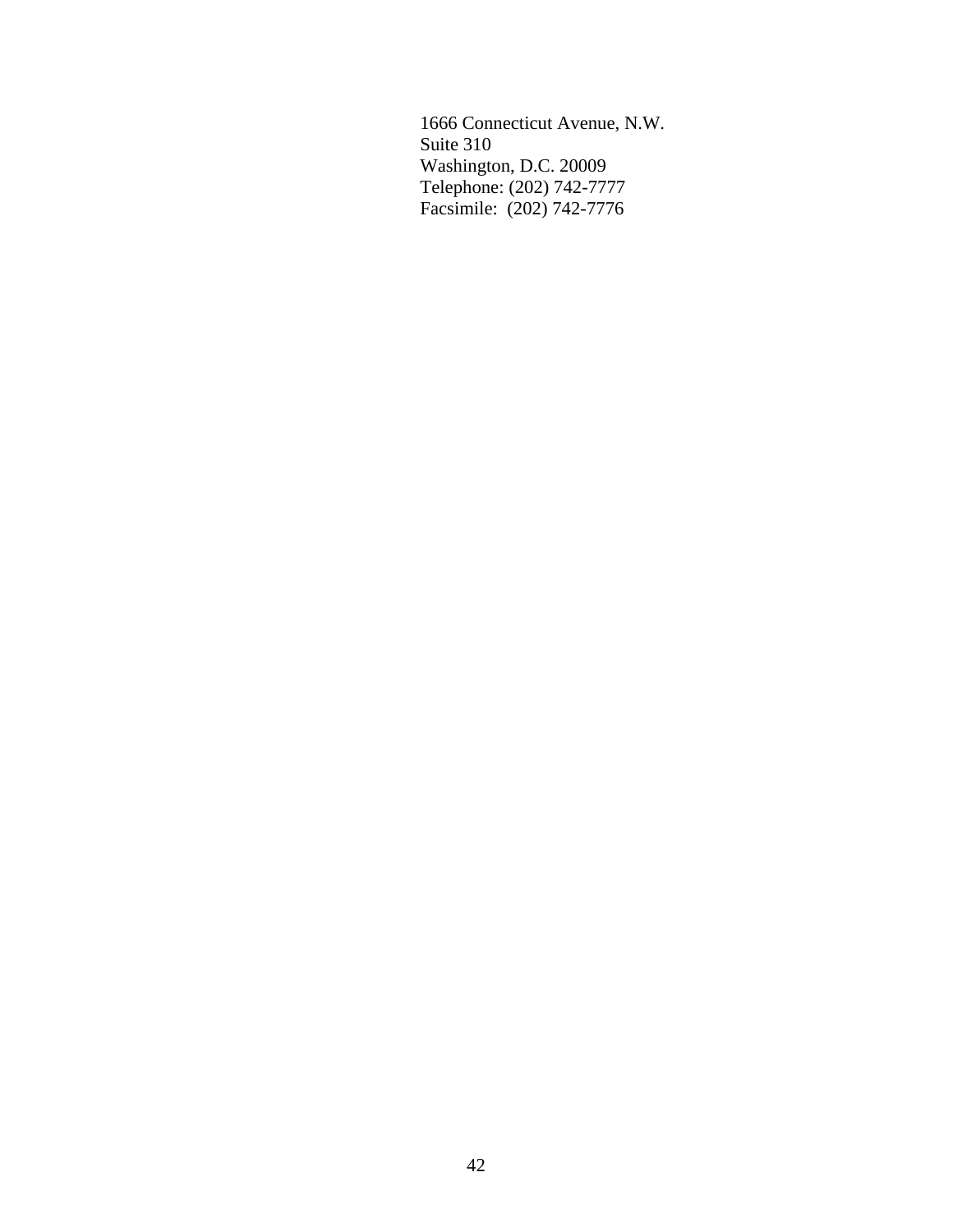1666 Connecticut Avenue, N.W.
Suite 310
Washington, D.C. 20009
Telephone: (202) 742-7777
Facsimile: (202) 742-7776